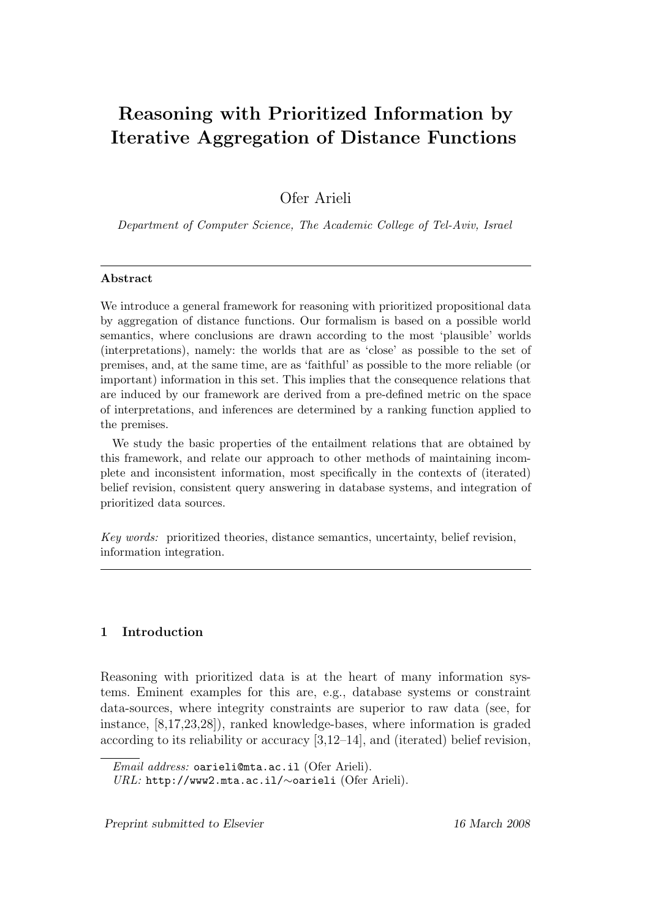# Reasoning with Prioritized Information by Iterative Aggregation of Distance Functions

Ofer Arieli

*Department of Computer Science, The Academic College of Tel-Aviv, Israel*

---

**Abstract**

We introduce a general framework for reasoning with prioritized propositional data by aggregation of distance functions. Our formalism is based on a possible world semantics, where conclusions are drawn according to the most 'plausible' worlds (interpretations), namely: the worlds that are as 'close' as possible to the set of premises, and, at the same time, are as 'faithful' as possible to the more reliable (or important) information in this set. This implies that the consequence relations that are induced by our framework are derived from a pre-defined metric on the space of interpretations, and inferences are determined by a ranking function applied to the premises.

We study the basic properties of the entailment relations that are obtained by this framework, and relate our approach to other methods of maintaining incomplete and inconsistent information, most specifically in the contexts of (iterated) belief revision, consistent query answering in database systems, and integration of prioritized data sources.

*Key words:* prioritized theories, distance semantics, uncertainty, belief revision, information integration.

---

## 1 Introduction

Reasoning with prioritized data is at the heart of many information systems. Eminent examples for this are, e.g., database systems or constraint data-sources, where integrity constraints are superior to raw data (see, for instance, [8,17,23,28]), ranked knowledge-bases, where information is graded according to its reliability or accuracy [3,12–14], and (iterated) belief revision,

*Email address:* `oarieli@mta.ac.il` (Ofer Arieli).
*URL:* `http://www2.mta.ac.il/∼oarieli` (Ofer Arieli).

*Preprint submitted to Elsevier* 16 March 2008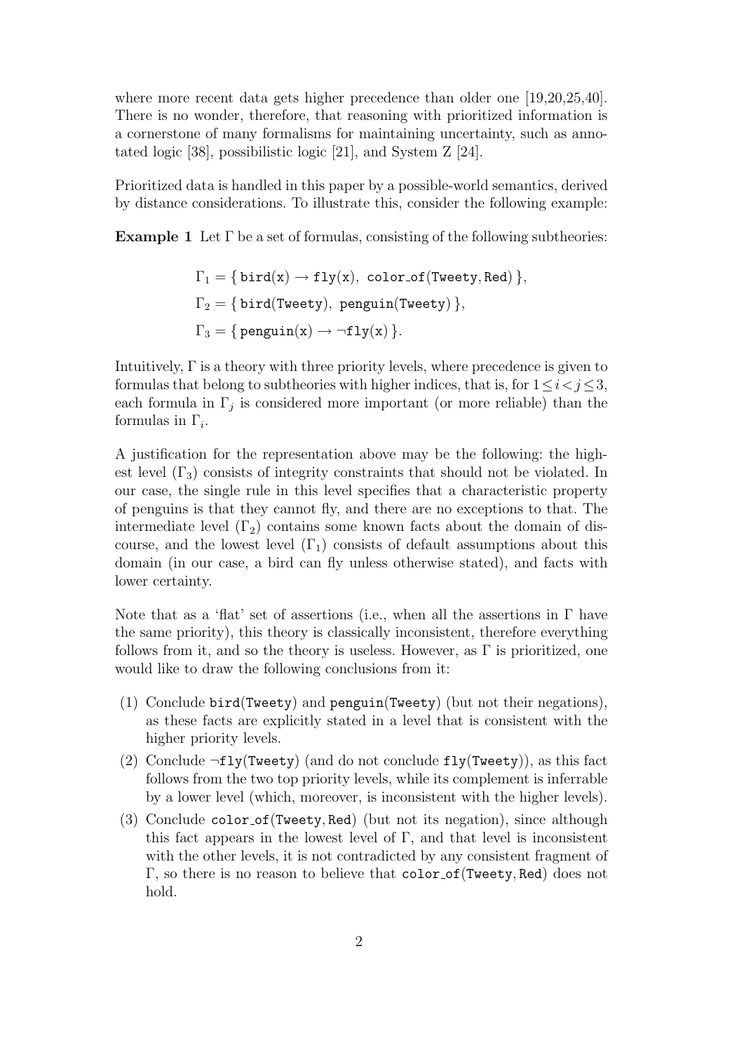where more recent data gets higher precedence than older one [19,20,25,40]. There is no wonder, therefore, that reasoning with prioritized information is a cornerstone of many formalisms for maintaining uncertainty, such as annotated logic [38], possibilistic logic [21], and System Z [24].

Prioritized data is handled in this paper by a possible-world semantics, derived by distance considerations. To illustrate this, consider the following example:

**Example 1** Let $\Gamma$ be a set of formulas, consisting of the following subtheories:

$$\Gamma_1 = \{\, \texttt{bird(x)} \rightarrow \texttt{fly(x)},\ \texttt{color\_of(Tweety,Red)} \,\},$$
$$\Gamma_2 = \{\, \texttt{bird(Tweety)},\ \texttt{penguin(Tweety)} \,\},$$
$$\Gamma_3 = \{\, \texttt{penguin(x)} \rightarrow \neg\texttt{fly(x)} \,\}.$$

Intuitively, $\Gamma$ is a theory with three priority levels, where precedence is given to formulas that belong to subtheories with higher indices, that is, for $1 \le i < j \le 3$, each formula in $\Gamma_j$ is considered more important (or more reliable) than the formulas in $\Gamma_i$.

A justification for the representation above may be the following: the highest level ($\Gamma_3$) consists of integrity constraints that should not be violated. In our case, the single rule in this level specifies that a characteristic property of penguins is that they cannot fly, and there are no exceptions to that. The intermediate level ($\Gamma_2$) contains some known facts about the domain of discourse, and the lowest level ($\Gamma_1$) consists of default assumptions about this domain (in our case, a bird can fly unless otherwise stated), and facts with lower certainty.

Note that as a 'flat' set of assertions (i.e., when all the assertions in $\Gamma$ have the same priority), this theory is classically inconsistent, therefore everything follows from it, and so the theory is useless. However, as $\Gamma$ is prioritized, one would like to draw the following conclusions from it:

(1) Conclude bird(Tweety) and penguin(Tweety) (but not their negations), as these facts are explicitly stated in a level that is consistent with the higher priority levels.

(2) Conclude $\neg$fly(Tweety) (and do not conclude fly(Tweety)), as this fact follows from the two top priority levels, while its complement is inferrable by a lower level (which, moreover, is inconsistent with the higher levels).

(3) Conclude color_of(Tweety, Red) (but not its negation), since although this fact appears in the lowest level of $\Gamma$, and that level is inconsistent with the other levels, it is not contradicted by any consistent fragment of $\Gamma$, so there is no reason to believe that color_of(Tweety, Red) does not hold.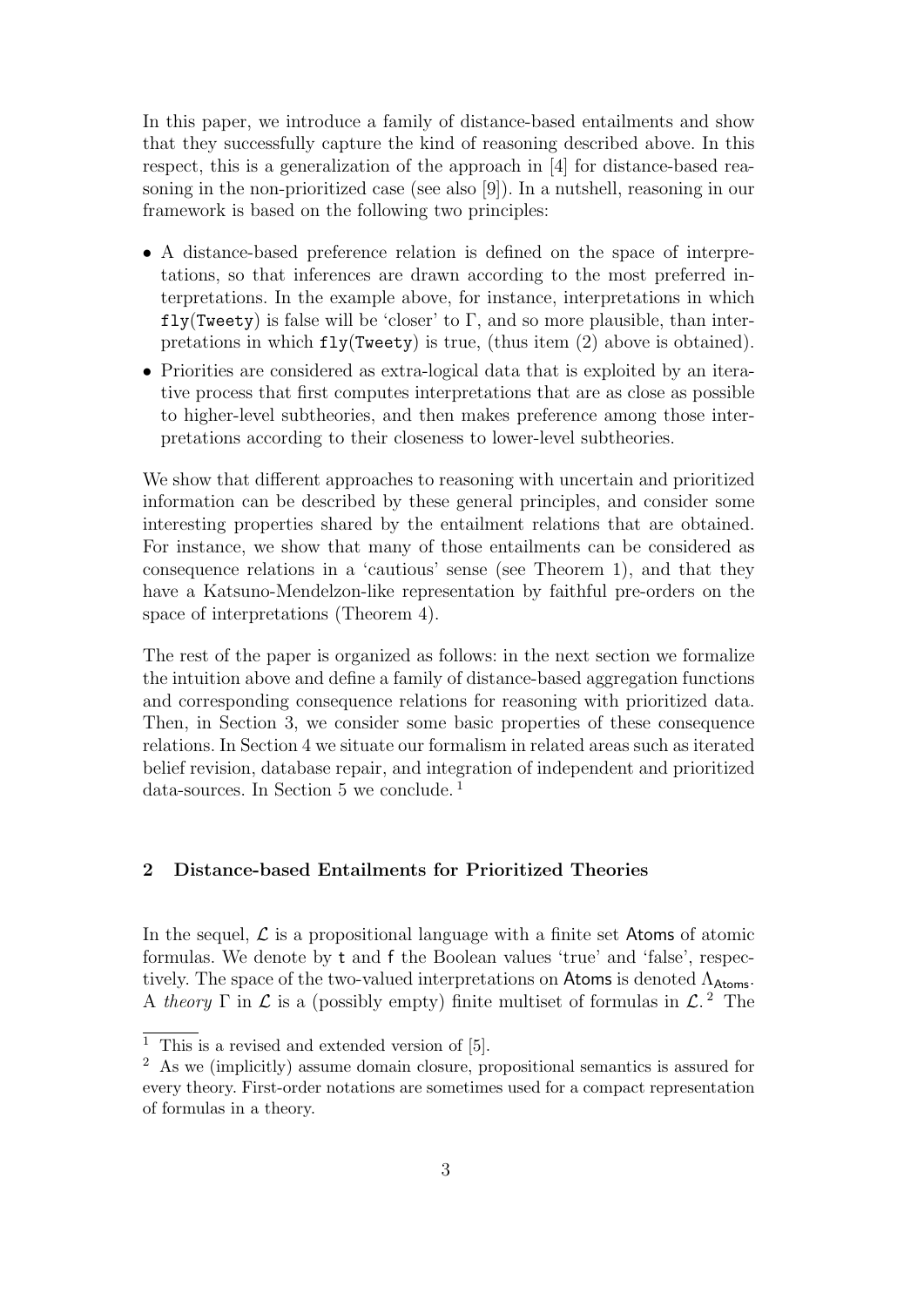In this paper, we introduce a family of distance-based entailments and show that they successfully capture the kind of reasoning described above. In this respect, this is a generalization of the approach in [4] for distance-based reasoning in the non-prioritized case (see also [9]). In a nutshell, reasoning in our framework is based on the following two principles:

- A distance-based preference relation is defined on the space of interpretations, so that inferences are drawn according to the most preferred interpretations. In the example above, for instance, interpretations in which `fly(Tweety)` is false will be 'closer' to $\Gamma$, and so more plausible, than interpretations in which `fly(Tweety)` is true, (thus item (2) above is obtained).
- Priorities are considered as extra-logical data that is exploited by an iterative process that first computes interpretations that are as close as possible to higher-level subtheories, and then makes preference among those interpretations according to their closeness to lower-level subtheories.

We show that different approaches to reasoning with uncertain and prioritized information can be described by these general principles, and consider some interesting properties shared by the entailment relations that are obtained. For instance, we show that many of those entailments can be considered as consequence relations in a 'cautious' sense (see Theorem 1), and that they have a Katsuno-Mendelzon-like representation by faithful pre-orders on the space of interpretations (Theorem 4).

The rest of the paper is organized as follows: in the next section we formalize the intuition above and define a family of distance-based aggregation functions and corresponding consequence relations for reasoning with prioritized data. Then, in Section 3, we consider some basic properties of these consequence relations. In Section 4 we situate our formalism in related areas such as iterated belief revision, database repair, and integration of independent and prioritized data-sources. In Section 5 we conclude. [1]

## 2 Distance-based Entailments for Prioritized Theories

In the sequel, $\mathcal{L}$ is a propositional language with a finite set $\mathsf{Atoms}$ of atomic formulas. We denote by $\mathtt{t}$ and $\mathtt{f}$ the Boolean values 'true' and 'false', respectively. The space of the two-valued interpretations on $\mathsf{Atoms}$ is denoted $\Lambda_{\mathsf{Atoms}}$. A *theory* $\Gamma$ in $\mathcal{L}$ is a (possibly empty) finite multiset of formulas in $\mathcal{L}$. [2] The

[1] This is a revised and extended version of [5].

[2] As we (implicitly) assume domain closure, propositional semantics is assured for every theory. First-order notations are sometimes used for a compact representation of formulas in a theory.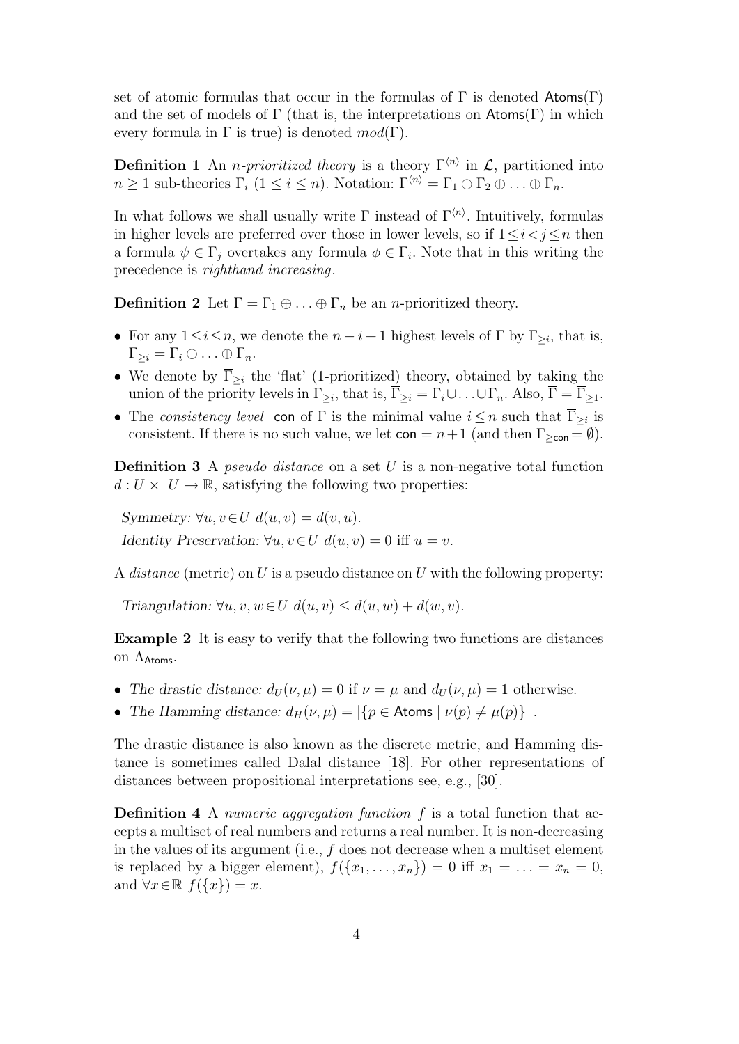set of atomic formulas that occur in the formulas of $\Gamma$ is denoted $\mathsf{Atoms}(\Gamma)$ and the set of models of $\Gamma$ (that is, the interpretations on $\mathsf{Atoms}(\Gamma)$ in which every formula in $\Gamma$ is true) is denoted $mod(\Gamma)$.

**Definition 1** An *n-prioritized theory* is a theory $\Gamma^{\langle n \rangle}$ in $\mathcal{L}$, partitioned into $n \geq 1$ sub-theories $\Gamma_i$ ($1 \leq i \leq n$). Notation: $\Gamma^{\langle n \rangle} = \Gamma_1 \oplus \Gamma_2 \oplus \ldots \oplus \Gamma_n$.

In what follows we shall usually write $\Gamma$ instead of $\Gamma^{\langle n \rangle}$. Intuitively, formulas in higher levels are preferred over those in lower levels, so if $1 \leq i < j \leq n$ then a formula $\psi \in \Gamma_j$ overtakes any formula $\phi \in \Gamma_i$. Note that in this writing the precedence is *righthand increasing*.

**Definition 2** Let $\Gamma = \Gamma_1 \oplus \ldots \oplus \Gamma_n$ be an $n$-prioritized theory.

- For any $1 \leq i \leq n$, we denote the $n - i + 1$ highest levels of $\Gamma$ by $\Gamma_{\geq i}$, that is, $\Gamma_{\geq i} = \Gamma_i \oplus \ldots \oplus \Gamma_n$.
- We denote by $\overline{\Gamma}_{\geq i}$ the 'flat' (1-prioritized) theory, obtained by taking the union of the priority levels in $\Gamma_{\geq i}$, that is, $\overline{\Gamma}_{\geq i} = \Gamma_i \cup \ldots \cup \Gamma_n$. Also, $\overline{\Gamma} = \overline{\Gamma}_{\geq 1}$.
- The *consistency level* $\mathsf{con}$ of $\Gamma$ is the minimal value $i \leq n$ such that $\overline{\Gamma}_{\geq i}$ is consistent. If there is no such value, we let $\mathsf{con} = n + 1$ (and then $\Gamma_{\geq \mathsf{con}} = \emptyset$).

**Definition 3** A *pseudo distance* on a set $U$ is a non-negative total function $d : U \times U \to \mathbb{R}$, satisfying the following two properties:

*Symmetry:* $\forall u, v \in U \; d(u, v) = d(v, u)$.

*Identity Preservation:* $\forall u, v \in U \; d(u, v) = 0$ iff $u = v$.

A *distance* (metric) on $U$ is a pseudo distance on $U$ with the following property:

*Triangulation:* $\forall u, v, w \in U \; d(u, v) \leq d(u, w) + d(w, v)$.

**Example 2** It is easy to verify that the following two functions are distances on $\Lambda_{\mathsf{Atoms}}$.

- *The drastic distance:* $d_U(\nu, \mu) = 0$ if $\nu = \mu$ and $d_U(\nu, \mu) = 1$ otherwise.
- *The Hamming distance:* $d_H(\nu, \mu) = |\{p \in \mathsf{Atoms} \mid \nu(p) \neq \mu(p)\}|$.

The drastic distance is also known as the discrete metric, and Hamming distance is sometimes called Dalal distance [18]. For other representations of distances between propositional interpretations see, e.g., [30].

**Definition 4** A *numeric aggregation function* $f$ is a total function that accepts a multiset of real numbers and returns a real number. It is non-decreasing in the values of its argument (i.e., $f$ does not decrease when a multiset element is replaced by a bigger element), $f(\{x_1, \ldots, x_n\}) = 0$ iff $x_1 = \ldots = x_n = 0$, and $\forall x \in \mathbb{R} \; f(\{x\}) = x$.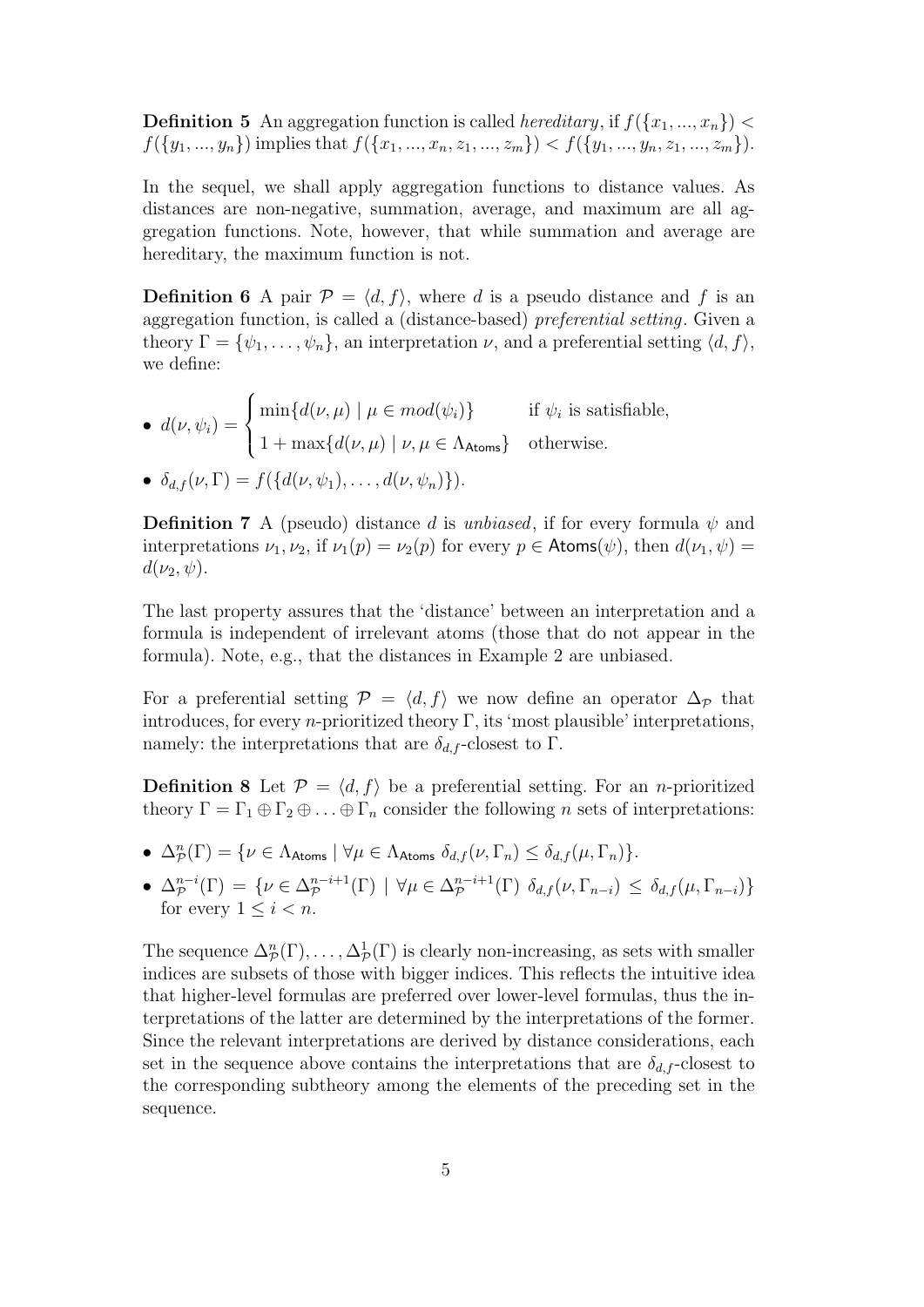**Definition 5** An aggregation function is called *hereditary*, if $f(\{x_1, ..., x_n\}) < f(\{y_1, ..., y_n\})$ implies that $f(\{x_1, ..., x_n, z_1, ..., z_m\}) < f(\{y_1, ..., y_n, z_1, ..., z_m\})$.

In the sequel, we shall apply aggregation functions to distance values. As distances are non-negative, summation, average, and maximum are all aggregation functions. Note, however, that while summation and average are hereditary, the maximum function is not.

**Definition 6** A pair $\mathcal{P} = \langle d, f \rangle$, where $d$ is a pseudo distance and $f$ is an aggregation function, is called a (distance-based) *preferential setting*. Given a theory $\Gamma = \{\psi_1, \ldots, \psi_n\}$, an interpretation $\nu$, and a preferential setting $\langle d, f \rangle$, we define:

- $d(\nu, \psi_i) = \begin{cases} \min\{d(\nu, \mu) \mid \mu \in mod(\psi_i)\} & \text{if } \psi_i \text{ is satisfiable,} \\ 1 + \max\{d(\nu, \mu) \mid \nu, \mu \in \Lambda_{\mathsf{Atoms}}\} & \text{otherwise.} \end{cases}$
- $\delta_{d,f}(\nu, \Gamma) = f(\{d(\nu, \psi_1), \ldots, d(\nu, \psi_n)\})$.

**Definition 7** A (pseudo) distance $d$ is *unbiased*, if for every formula $\psi$ and interpretations $\nu_1, \nu_2$, if $\nu_1(p) = \nu_2(p)$ for every $p \in \mathsf{Atoms}(\psi)$, then $d(\nu_1, \psi) = d(\nu_2, \psi)$.

The last property assures that the 'distance' between an interpretation and a formula is independent of irrelevant atoms (those that do not appear in the formula). Note, e.g., that the distances in Example 2 are unbiased.

For a preferential setting $\mathcal{P} = \langle d, f \rangle$ we now define an operator $\Delta_{\mathcal{P}}$ that introduces, for every $n$-prioritized theory $\Gamma$, its 'most plausible' interpretations, namely: the interpretations that are $\delta_{d,f}$-closest to $\Gamma$.

**Definition 8** Let $\mathcal{P} = \langle d, f \rangle$ be a preferential setting. For an $n$-prioritized theory $\Gamma = \Gamma_1 \oplus \Gamma_2 \oplus \ldots \oplus \Gamma_n$ consider the following $n$ sets of interpretations:

- $\Delta^n_{\mathcal{P}}(\Gamma) = \{\nu \in \Lambda_{\mathsf{Atoms}} \mid \forall \mu \in \Lambda_{\mathsf{Atoms}}\ \delta_{d,f}(\nu, \Gamma_n) \leq \delta_{d,f}(\mu, \Gamma_n)\}$.
- $\Delta^{n-i}_{\mathcal{P}}(\Gamma) = \{\nu \in \Delta^{n-i+1}_{\mathcal{P}}(\Gamma) \mid \forall \mu \in \Delta^{n-i+1}_{\mathcal{P}}(\Gamma)\ \delta_{d,f}(\nu, \Gamma_{n-i}) \leq \delta_{d,f}(\mu, \Gamma_{n-i})\}$ for every $1 \leq i < n$.

The sequence $\Delta^n_{\mathcal{P}}(\Gamma), \ldots, \Delta^1_{\mathcal{P}}(\Gamma)$ is clearly non-increasing, as sets with smaller indices are subsets of those with bigger indices. This reflects the intuitive idea that higher-level formulas are preferred over lower-level formulas, thus the interpretations of the latter are determined by the interpretations of the former. Since the relevant interpretations are derived by distance considerations, each set in the sequence above contains the interpretations that are $\delta_{d,f}$-closest to the corresponding subtheory among the elements of the preceding set in the sequence.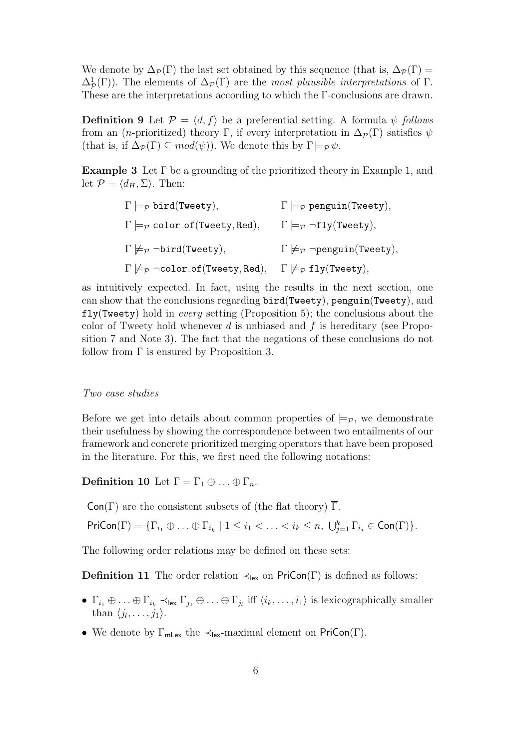We denote by $\Delta_{\mathcal{P}}(\Gamma)$ the last set obtained by this sequence (that is, $\Delta_{\mathcal{P}}(\Gamma) = \Delta^1_{\mathcal{P}}(\Gamma)$). The elements of $\Delta_{\mathcal{P}}(\Gamma)$ are the *most plausible interpretations* of $\Gamma$. These are the interpretations according to which the $\Gamma$-conclusions are drawn.

**Definition 9** Let $\mathcal{P} = \langle d, f \rangle$ be a preferential setting. A formula $\psi$ *follows* from an ($n$-prioritized) theory $\Gamma$, if every interpretation in $\Delta_{\mathcal{P}}(\Gamma)$ satisfies $\psi$ (that is, if $\Delta_{\mathcal{P}}(\Gamma) \subseteq mod(\psi)$). We denote this by $\Gamma \models_{\mathcal{P}} \psi$.

**Example 3** Let $\Gamma$ be a grounding of the prioritized theory in Example 1, and let $\mathcal{P} = \langle d_H, \Sigma \rangle$. Then:

$$
\begin{array}{ll}
\Gamma \models_{\mathcal{P}} \texttt{bird(Tweety)}, & \Gamma \models_{\mathcal{P}} \texttt{penguin(Tweety)}, \\
\Gamma \models_{\mathcal{P}} \texttt{color\_of(Tweety, Red)}, & \Gamma \models_{\mathcal{P}} \neg\texttt{fly(Tweety)}, \\
\Gamma \not\models_{\mathcal{P}} \neg\texttt{bird(Tweety)}, & \Gamma \not\models_{\mathcal{P}} \neg\texttt{penguin(Tweety)}, \\
\Gamma \not\models_{\mathcal{P}} \neg\texttt{color\_of(Tweety, Red)}, & \Gamma \not\models_{\mathcal{P}} \texttt{fly(Tweety)},
\end{array}
$$

as intuitively expected. In fact, using the results in the next section, one can show that the conclusions regarding bird(Tweety), penguin(Tweety), and fly(Tweety) hold in *every* setting (Proposition 5); the conclusions about the color of Tweety hold whenever $d$ is unbiased and $f$ is hereditary (see Proposition 7 and Note 3). The fact that the negations of these conclusions do not follow from $\Gamma$ is ensured by Proposition 3.

*Two case studies*

Before we get into details about common properties of $\models_{\mathcal{P}}$, we demonstrate their usefulness by showing the correspondence between two entailments of our framework and concrete prioritized merging operators that have been proposed in the literature. For this, we first need the following notations:

**Definition 10** Let $\Gamma = \Gamma_1 \oplus \ldots \oplus \Gamma_n$.

$\mathsf{Con}(\Gamma)$ are the consistent subsets of (the flat theory) $\overline{\Gamma}$.

$\mathsf{PriCon}(\Gamma) = \{\Gamma_{i_1} \oplus \ldots \oplus \Gamma_{i_k} \mid 1 \leq i_1 < \ldots < i_k \leq n,\ \bigcup_{j=1}^{k} \Gamma_{i_j} \in \mathsf{Con}(\Gamma)\}$.

The following order relations may be defined on these sets:

**Definition 11** The order relation $\prec_{\mathsf{lex}}$ on $\mathsf{PriCon}(\Gamma)$ is defined as follows:

- $\Gamma_{i_1} \oplus \ldots \oplus \Gamma_{i_k} \prec_{\mathsf{lex}} \Gamma_{j_1} \oplus \ldots \oplus \Gamma_{j_l}$ iff $\langle i_k, \ldots, i_1 \rangle$ is lexicographically smaller than $\langle j_l, \ldots, j_1 \rangle$.
- We denote by $\Gamma_{\mathsf{mLex}}$ the $\prec_{\mathsf{lex}}$-maximal element on $\mathsf{PriCon}(\Gamma)$.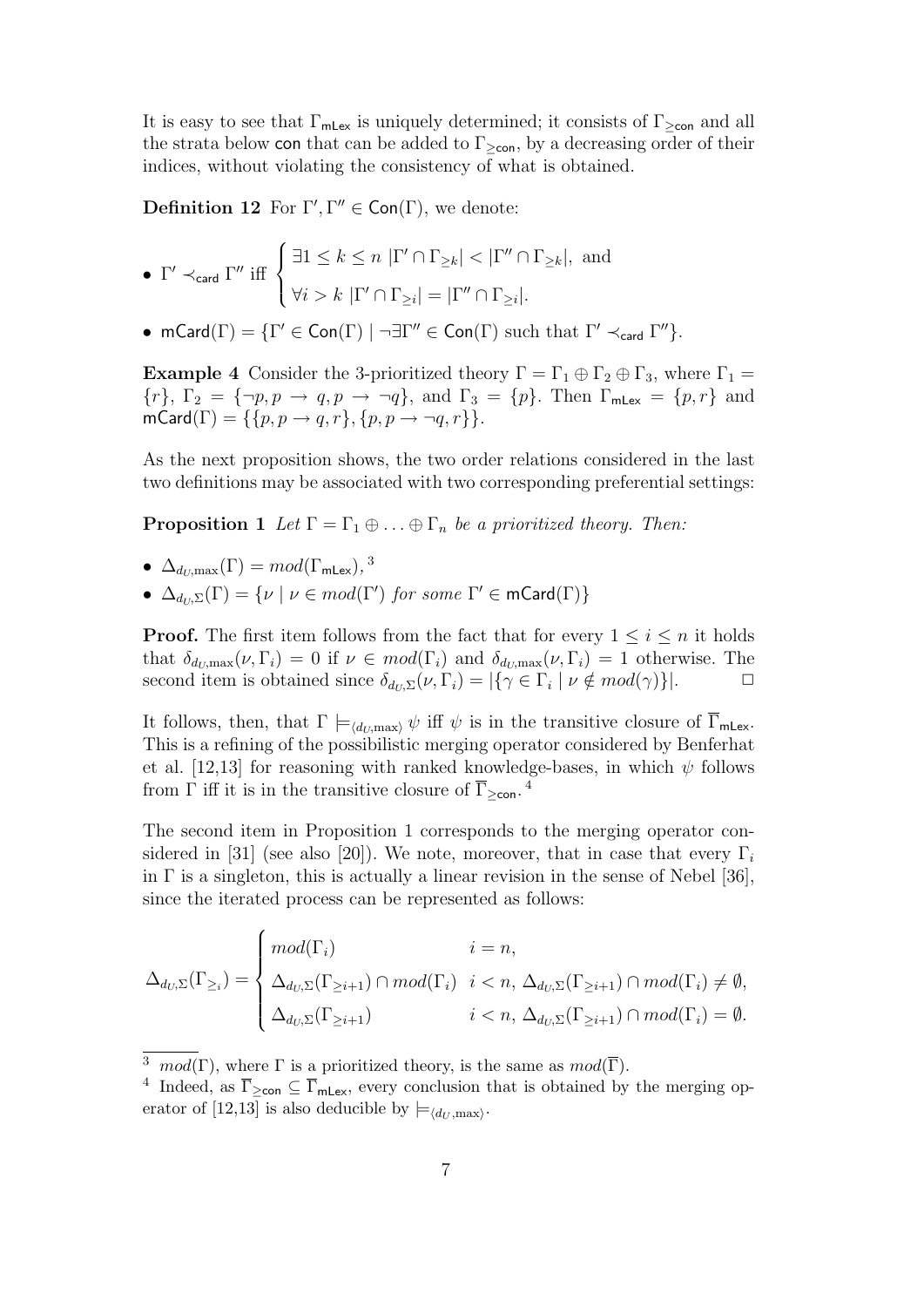It is easy to see that $\Gamma_{\mathsf{mLex}}$ is uniquely determined; it consists of $\Gamma_{\geq \mathsf{con}}$ and all the strata below $\mathsf{con}$ that can be added to $\Gamma_{\geq \mathsf{con}}$, by a decreasing order of their indices, without violating the consistency of what is obtained.

**Definition 12** For $\Gamma', \Gamma'' \in \mathsf{Con}(\Gamma)$, we denote:

- $\Gamma' \prec_{\mathsf{card}} \Gamma''$ iff $\begin{cases} \exists 1 \leq k \leq n \ |\Gamma' \cap \Gamma_{\geq k}| < |\Gamma'' \cap \Gamma_{\geq k}|, \text{ and} \\ \forall i > k \ |\Gamma' \cap \Gamma_{\geq i}| = |\Gamma'' \cap \Gamma_{\geq i}|. \end{cases}$
- $\mathsf{mCard}(\Gamma) = \{\Gamma' \in \mathsf{Con}(\Gamma) \mid \neg\exists \Gamma'' \in \mathsf{Con}(\Gamma) \text{ such that } \Gamma' \prec_{\mathsf{card}} \Gamma''\}$.

**Example 4** Consider the 3-prioritized theory $\Gamma = \Gamma_1 \oplus \Gamma_2 \oplus \Gamma_3$, where $\Gamma_1 = \{r\}$, $\Gamma_2 = \{\neg p, p \to q, p \to \neg q\}$, and $\Gamma_3 = \{p\}$. Then $\Gamma_{\mathsf{mLex}} = \{p, r\}$ and $\mathsf{mCard}(\Gamma) = \{\{p, p \to q, r\}, \{p, p \to \neg q, r\}\}$.

As the next proposition shows, the two order relations considered in the last two definitions may be associated with two corresponding preferential settings:

**Proposition 1** *Let $\Gamma = \Gamma_1 \oplus \ldots \oplus \Gamma_n$ be a prioritized theory. Then:*

- $\Delta_{d_U,\max}(\Gamma) = mod(\Gamma_{\mathsf{mLex}})$, [3]
- $\Delta_{d_U,\Sigma}(\Gamma) = \{\nu \mid \nu \in mod(\Gamma') \text{ for some } \Gamma' \in \mathsf{mCard}(\Gamma)\}$

**Proof.** The first item follows from the fact that for every $1 \leq i \leq n$ it holds that $\delta_{d_U,\max}(\nu, \Gamma_i) = 0$ if $\nu \in mod(\Gamma_i)$ and $\delta_{d_U,\max}(\nu, \Gamma_i) = 1$ otherwise. The second item is obtained since $\delta_{d_U,\Sigma}(\nu, \Gamma_i) = |\{\gamma \in \Gamma_i \mid \nu \notin mod(\gamma)\}|$. ☐

It follows, then, that $\Gamma \models_{\langle d_U,\max\rangle} \psi$ iff $\psi$ is in the transitive closure of $\overline{\Gamma}_{\mathsf{mLex}}$. This is a refining of the possibilistic merging operator considered by Benferhat et al. [12,13] for reasoning with ranked knowledge-bases, in which $\psi$ follows from $\Gamma$ iff it is in the transitive closure of $\overline{\Gamma}_{\geq \mathsf{con}}$. [4]

The second item in Proposition 1 corresponds to the merging operator considered in [31] (see also [20]). We note, moreover, that in case that every $\Gamma_i$ in $\Gamma$ is a singleton, this is actually a linear revision in the sense of Nebel [36], since the iterated process can be represented as follows:

$$
\Delta_{d_U,\Sigma}(\Gamma_{\geq i}) = \begin{cases} mod(\Gamma_i) & i = n, \\ \Delta_{d_U,\Sigma}(\Gamma_{\geq i+1}) \cap mod(\Gamma_i) & i < n, \ \Delta_{d_U,\Sigma}(\Gamma_{\geq i+1}) \cap mod(\Gamma_i) \neq \emptyset, \\ \Delta_{d_U,\Sigma}(\Gamma_{\geq i+1}) & i < n, \ \Delta_{d_U,\Sigma}(\Gamma_{\geq i+1}) \cap mod(\Gamma_i) = \emptyset. \end{cases}
$$

[3] $mod(\Gamma)$, where $\Gamma$ is a prioritized theory, is the same as $mod(\overline{\Gamma})$.

[4] Indeed, as $\overline{\Gamma}_{\geq \mathsf{con}} \subseteq \overline{\Gamma}_{\mathsf{mLex}}$, every conclusion that is obtained by the merging operator of [12,13] is also deducible by $\models_{\langle d_U,\max\rangle}$.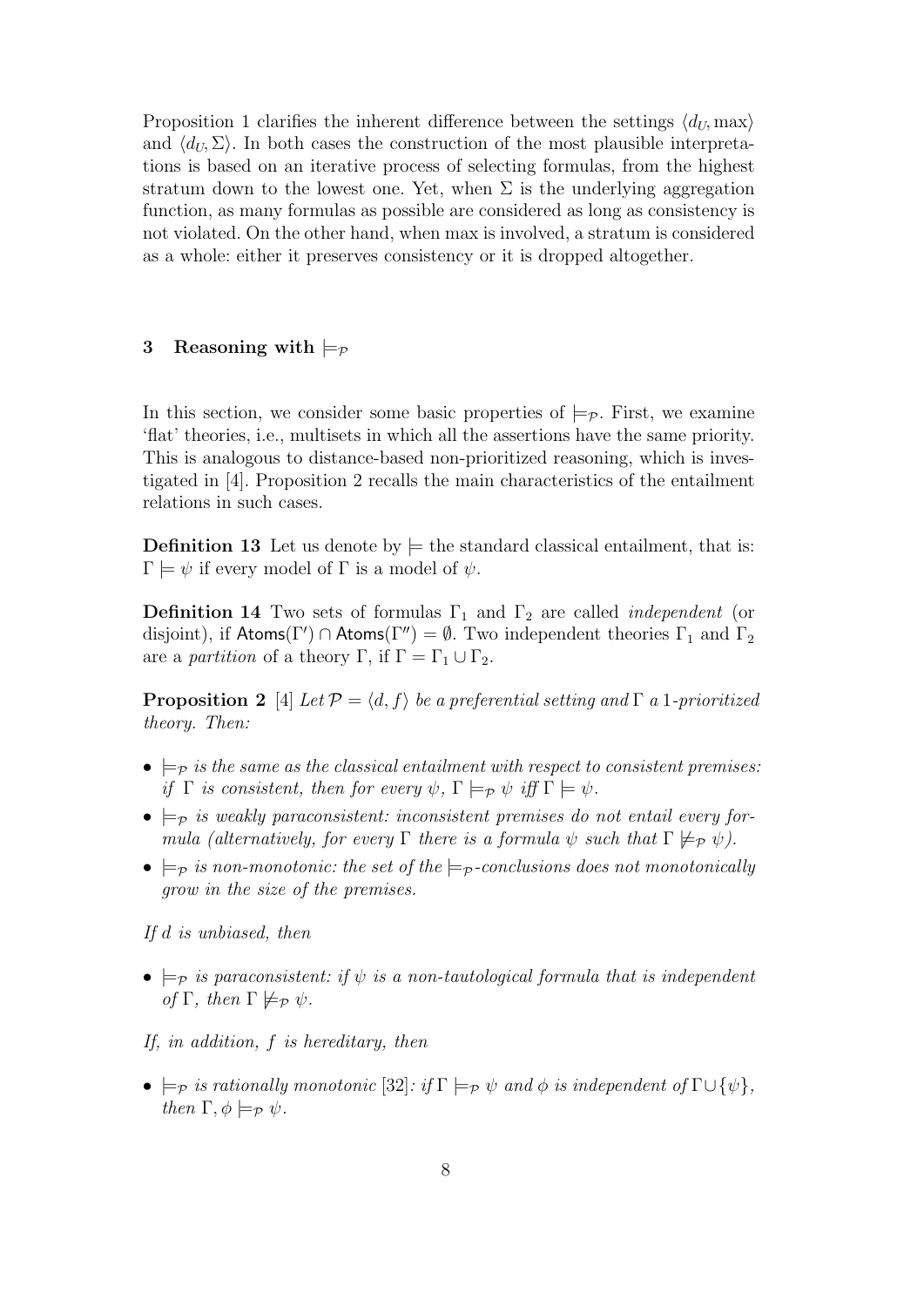Proposition 1 clarifies the inherent difference between the settings $\langle d_U, \max\rangle$ and $\langle d_U, \Sigma\rangle$. In both cases the construction of the most plausible interpretations is based on an iterative process of selecting formulas, from the highest stratum down to the lowest one. Yet, when $\Sigma$ is the underlying aggregation function, as many formulas as possible are considered as long as consistency is not violated. On the other hand, when max is involved, a stratum is considered as a whole: either it preserves consistency or it is dropped altogether.

## 3 Reasoning with $\models_{\mathcal{P}}$

In this section, we consider some basic properties of $\models_{\mathcal{P}}$. First, we examine 'flat' theories, i.e., multisets in which all the assertions have the same priority. This is analogous to distance-based non-prioritized reasoning, which is investigated in [4]. Proposition 2 recalls the main characteristics of the entailment relations in such cases.

**Definition 13** Let us denote by $\models$ the standard classical entailment, that is: $\Gamma \models \psi$ if every model of $\Gamma$ is a model of $\psi$.

**Definition 14** Two sets of formulas $\Gamma_1$ and $\Gamma_2$ are called *independent* (or disjoint), if $\mathsf{Atoms}(\Gamma') \cap \mathsf{Atoms}(\Gamma'') = \emptyset$. Two independent theories $\Gamma_1$ and $\Gamma_2$ are a *partition* of a theory $\Gamma$, if $\Gamma = \Gamma_1 \cup \Gamma_2$.

**Proposition 2** [4] *Let $\mathcal{P} = \langle d, f\rangle$ be a preferential setting and $\Gamma$ a 1-prioritized theory. Then:*

- *$\models_{\mathcal{P}}$ is the same as the classical entailment with respect to consistent premises: if $\Gamma$ is consistent, then for every $\psi$, $\Gamma \models_{\mathcal{P}} \psi$ iff $\Gamma \models \psi$.*
- *$\models_{\mathcal{P}}$ is weakly paraconsistent: inconsistent premises do not entail every formula (alternatively, for every $\Gamma$ there is a formula $\psi$ such that $\Gamma \not\models_{\mathcal{P}} \psi$).*
- *$\models_{\mathcal{P}}$ is non-monotonic: the set of the $\models_{\mathcal{P}}$-conclusions does not monotonically grow in the size of the premises.*

*If $d$ is unbiased, then*

- *$\models_{\mathcal{P}}$ is paraconsistent: if $\psi$ is a non-tautological formula that is independent of $\Gamma$, then $\Gamma \not\models_{\mathcal{P}} \psi$.*

*If, in addition, $f$ is hereditary, then*

- *$\models_{\mathcal{P}}$ is rationally monotonic [32]: if $\Gamma \models_{\mathcal{P}} \psi$ and $\phi$ is independent of $\Gamma \cup \{\psi\}$, then $\Gamma, \phi \models_{\mathcal{P}} \psi$.*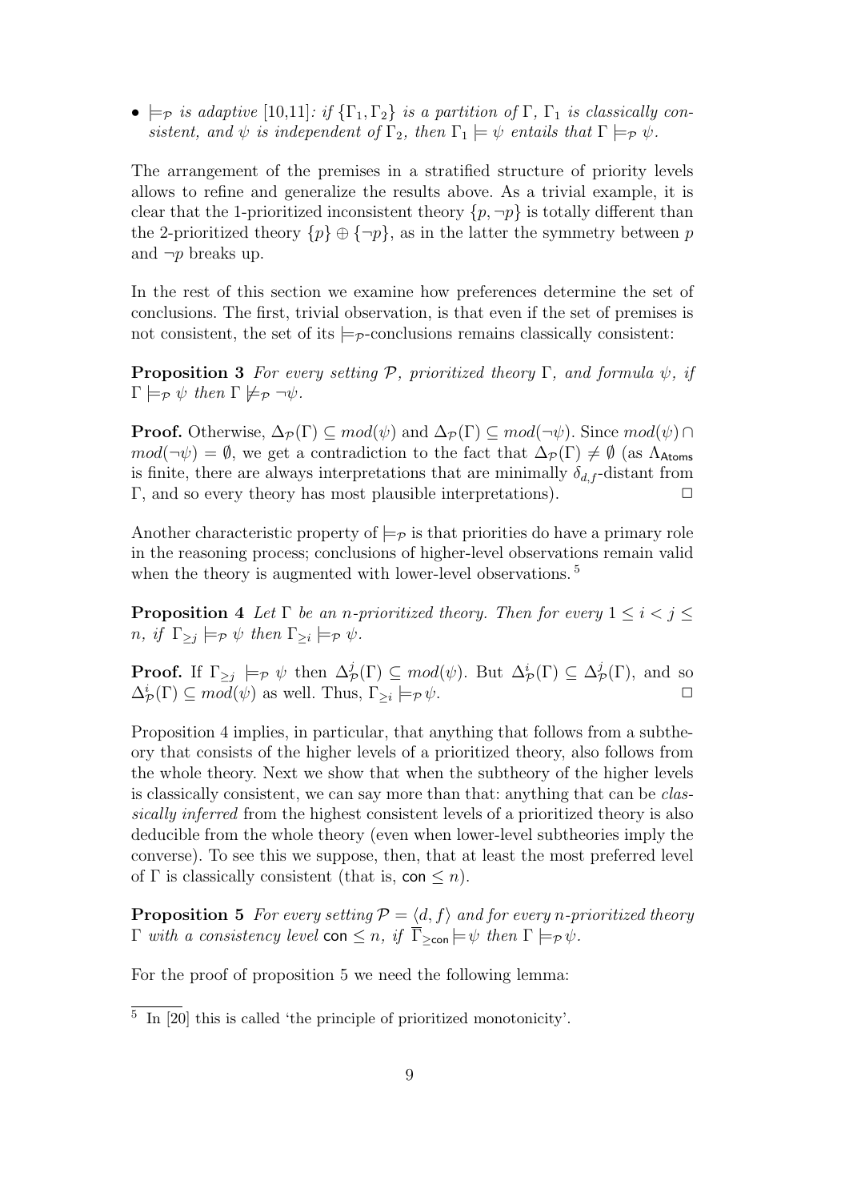- $\models_{\mathcal{P}}$ *is adaptive* [10,11]*: if* $\{\Gamma_1, \Gamma_2\}$ *is a partition of* $\Gamma$*,* $\Gamma_1$ *is classically consistent, and* $\psi$ *is independent of* $\Gamma_2$*, then* $\Gamma_1 \models \psi$ *entails that* $\Gamma \models_{\mathcal{P}} \psi$*.*

The arrangement of the premises in a stratified structure of priority levels allows to refine and generalize the results above. As a trivial example, it is clear that the 1-prioritized inconsistent theory $\{p, \neg p\}$ is totally different than the 2-prioritized theory $\{p\} \oplus \{\neg p\}$, as in the latter the symmetry between $p$ and $\neg p$ breaks up.

In the rest of this section we examine how preferences determine the set of conclusions. The first, trivial observation, is that even if the set of premises is not consistent, the set of its $\models_{\mathcal{P}}$-conclusions remains classically consistent:

**Proposition 3** *For every setting* $\mathcal{P}$*, prioritized theory* $\Gamma$*, and formula* $\psi$*, if* $\Gamma \models_{\mathcal{P}} \psi$ *then* $\Gamma \not\models_{\mathcal{P}} \neg\psi$*.*

**Proof.** Otherwise, $\Delta_{\mathcal{P}}(\Gamma) \subseteq mod(\psi)$ and $\Delta_{\mathcal{P}}(\Gamma) \subseteq mod(\neg\psi)$. Since $mod(\psi) \cap mod(\neg\psi) = \emptyset$, we get a contradiction to the fact that $\Delta_{\mathcal{P}}(\Gamma) \neq \emptyset$ (as $\Lambda_{\mathsf{Atoms}}$ is finite, there are always interpretations that are minimally $\delta_{d,f}$-distant from $\Gamma$, and so every theory has most plausible interpretations). $\square$

Another characteristic property of $\models_{\mathcal{P}}$ is that priorities do have a primary role in the reasoning process; conclusions of higher-level observations remain valid when the theory is augmented with lower-level observations. [5]

**Proposition 4** *Let* $\Gamma$ *be an* $n$*-prioritized theory. Then for every* $1 \leq i < j \leq n$*, if* $\Gamma_{\geq j} \models_{\mathcal{P}} \psi$ *then* $\Gamma_{\geq i} \models_{\mathcal{P}} \psi$*.*

**Proof.** If $\Gamma_{\geq j} \models_{\mathcal{P}} \psi$ then $\Delta^j_{\mathcal{P}}(\Gamma) \subseteq mod(\psi)$. But $\Delta^i_{\mathcal{P}}(\Gamma) \subseteq \Delta^j_{\mathcal{P}}(\Gamma)$, and so $\Delta^i_{\mathcal{P}}(\Gamma) \subseteq mod(\psi)$ as well. Thus, $\Gamma_{\geq i} \models_{\mathcal{P}} \psi$. $\square$

Proposition 4 implies, in particular, that anything that follows from a subtheory that consists of the higher levels of a prioritized theory, also follows from the whole theory. Next we show that when the subtheory of the higher levels is classically consistent, we can say more than that: anything that can be *classically inferred* from the highest consistent levels of a prioritized theory is also deducible from the whole theory (even when lower-level subtheories imply the converse). To see this we suppose, then, that at least the most preferred level of $\Gamma$ is classically consistent (that is, $\mathsf{con} \leq n$).

**Proposition 5** *For every setting* $\mathcal{P} = \langle d, f \rangle$ *and for every* $n$*-prioritized theory* $\Gamma$ *with a consistency level* $\mathsf{con} \leq n$*, if* $\overline{\Gamma}_{\geq \mathsf{con}} \models \psi$ *then* $\Gamma \models_{\mathcal{P}} \psi$*.*

For the proof of proposition 5 we need the following lemma:

[5] In [20] this is called 'the principle of prioritized monotonicity'.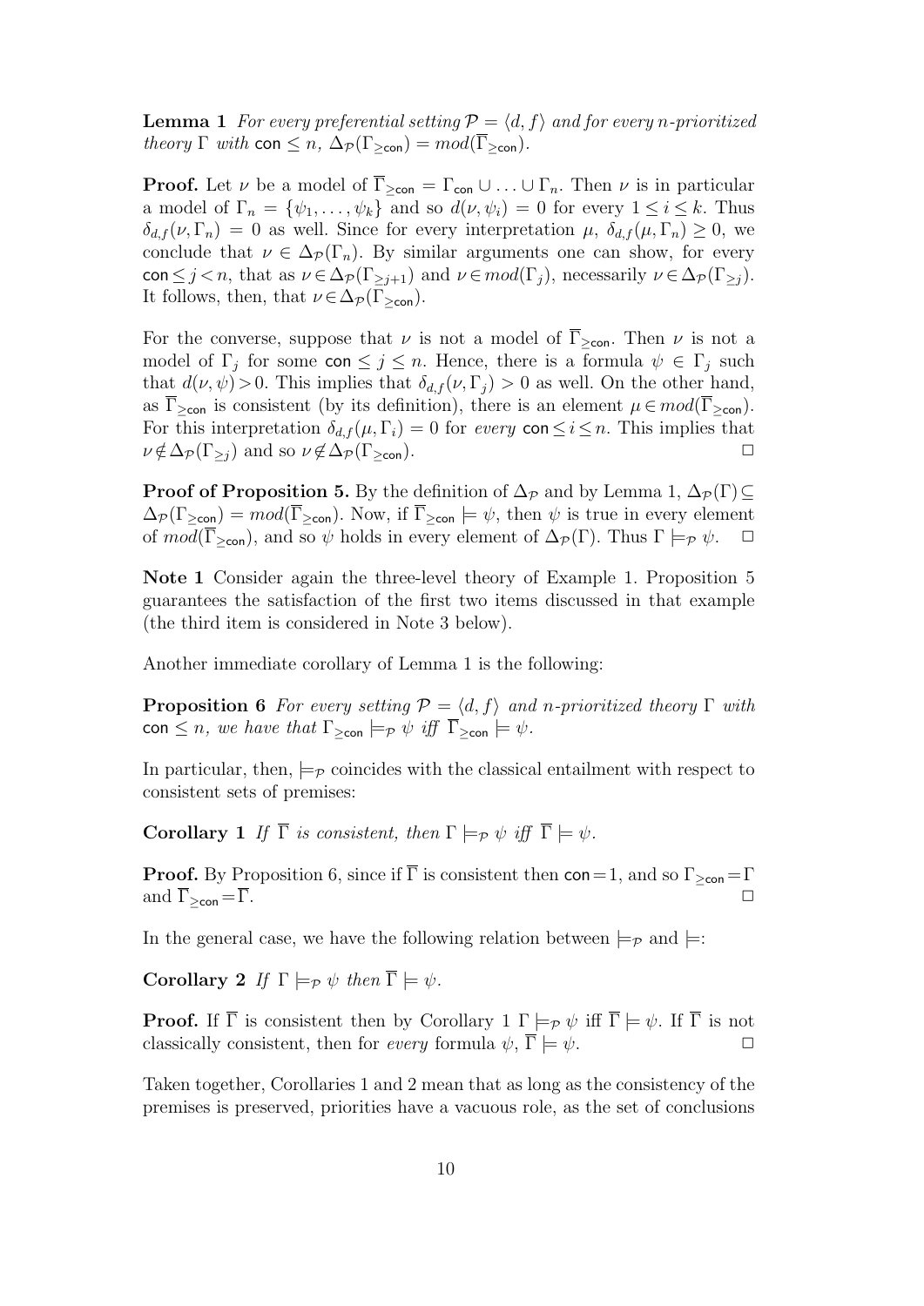**Lemma 1** *For every preferential setting $\mathcal{P} = \langle d, f\rangle$ and for every $n$-prioritized theory $\Gamma$ with $\mathsf{con} \leq n$, $\Delta_{\mathcal{P}}(\Gamma_{\geq \mathsf{con}}) = mod(\overline{\Gamma}_{\geq \mathsf{con}})$.*

**Proof.** Let $\nu$ be a model of $\overline{\Gamma}_{\geq \mathsf{con}} = \Gamma_{\mathsf{con}} \cup \ldots \cup \Gamma_n$. Then $\nu$ is in particular a model of $\Gamma_n = \{\psi_1, \ldots, \psi_k\}$ and so $d(\nu, \psi_i) = 0$ for every $1 \leq i \leq k$. Thus $\delta_{d,f}(\nu, \Gamma_n) = 0$ as well. Since for every interpretation $\mu$, $\delta_{d,f}(\mu, \Gamma_n) \geq 0$, we conclude that $\nu \in \Delta_{\mathcal{P}}(\Gamma_n)$. By similar arguments one can show, for every $\mathsf{con} \leq j < n$, that as $\nu \in \Delta_{\mathcal{P}}(\Gamma_{\geq j+1})$ and $\nu \in mod(\Gamma_j)$, necessarily $\nu \in \Delta_{\mathcal{P}}(\Gamma_{\geq j})$. It follows, then, that $\nu \in \Delta_{\mathcal{P}}(\Gamma_{\geq \mathsf{con}})$.

For the converse, suppose that $\nu$ is not a model of $\overline{\Gamma}_{\geq \mathsf{con}}$. Then $\nu$ is not a model of $\Gamma_j$ for some $\mathsf{con} \leq j \leq n$. Hence, there is a formula $\psi \in \Gamma_j$ such that $d(\nu, \psi) > 0$. This implies that $\delta_{d,f}(\nu, \Gamma_j) > 0$ as well. On the other hand, as $\overline{\Gamma}_{\geq \mathsf{con}}$ is consistent (by its definition), there is an element $\mu \in mod(\overline{\Gamma}_{\geq \mathsf{con}})$. For this interpretation $\delta_{d,f}(\mu, \Gamma_i) = 0$ for *every* $\mathsf{con} \leq i \leq n$. This implies that $\nu \notin \Delta_{\mathcal{P}}(\Gamma_{\geq j})$ and so $\nu \notin \Delta_{\mathcal{P}}(\Gamma_{\geq \mathsf{con}})$. $\square$

**Proof of Proposition 5.** By the definition of $\Delta_{\mathcal{P}}$ and by Lemma 1, $\Delta_{\mathcal{P}}(\Gamma) \subseteq \Delta_{\mathcal{P}}(\Gamma_{\geq \mathsf{con}}) = mod(\overline{\Gamma}_{\geq \mathsf{con}})$. Now, if $\overline{\Gamma}_{\geq \mathsf{con}} \models \psi$, then $\psi$ is true in every element of $mod(\overline{\Gamma}_{\geq \mathsf{con}})$, and so $\psi$ holds in every element of $\Delta_{\mathcal{P}}(\Gamma)$. Thus $\Gamma \models_{\mathcal{P}} \psi$. $\square$

**Note 1** Consider again the three-level theory of Example 1. Proposition 5 guarantees the satisfaction of the first two items discussed in that example (the third item is considered in Note 3 below).

Another immediate corollary of Lemma 1 is the following:

**Proposition 6** *For every setting $\mathcal{P} = \langle d, f\rangle$ and $n$-prioritized theory $\Gamma$ with $\mathsf{con} \leq n$, we have that $\Gamma_{\geq \mathsf{con}} \models_{\mathcal{P}} \psi$ iff $\overline{\Gamma}_{\geq \mathsf{con}} \models \psi$.*

In particular, then, $\models_{\mathcal{P}}$ coincides with the classical entailment with respect to consistent sets of premises:

**Corollary 1** *If $\overline{\Gamma}$ is consistent, then $\Gamma \models_{\mathcal{P}} \psi$ iff $\overline{\Gamma} \models \psi$.*

**Proof.** By Proposition 6, since if $\overline{\Gamma}$ is consistent then $\mathsf{con} = 1$, and so $\Gamma_{\geq \mathsf{con}} = \Gamma$ and $\overline{\Gamma}_{\geq \mathsf{con}} = \overline{\Gamma}$. $\square$

In the general case, we have the following relation between $\models_{\mathcal{P}}$ and $\models$:

**Corollary 2** *If $\Gamma \models_{\mathcal{P}} \psi$ then $\overline{\Gamma} \models \psi$.*

**Proof.** If $\overline{\Gamma}$ is consistent then by Corollary 1 $\Gamma \models_{\mathcal{P}} \psi$ iff $\overline{\Gamma} \models \psi$. If $\overline{\Gamma}$ is not classically consistent, then for *every* formula $\psi$, $\overline{\Gamma} \models \psi$. $\square$

Taken together, Corollaries 1 and 2 mean that as long as the consistency of the premises is preserved, priorities have a vacuous role, as the set of conclusions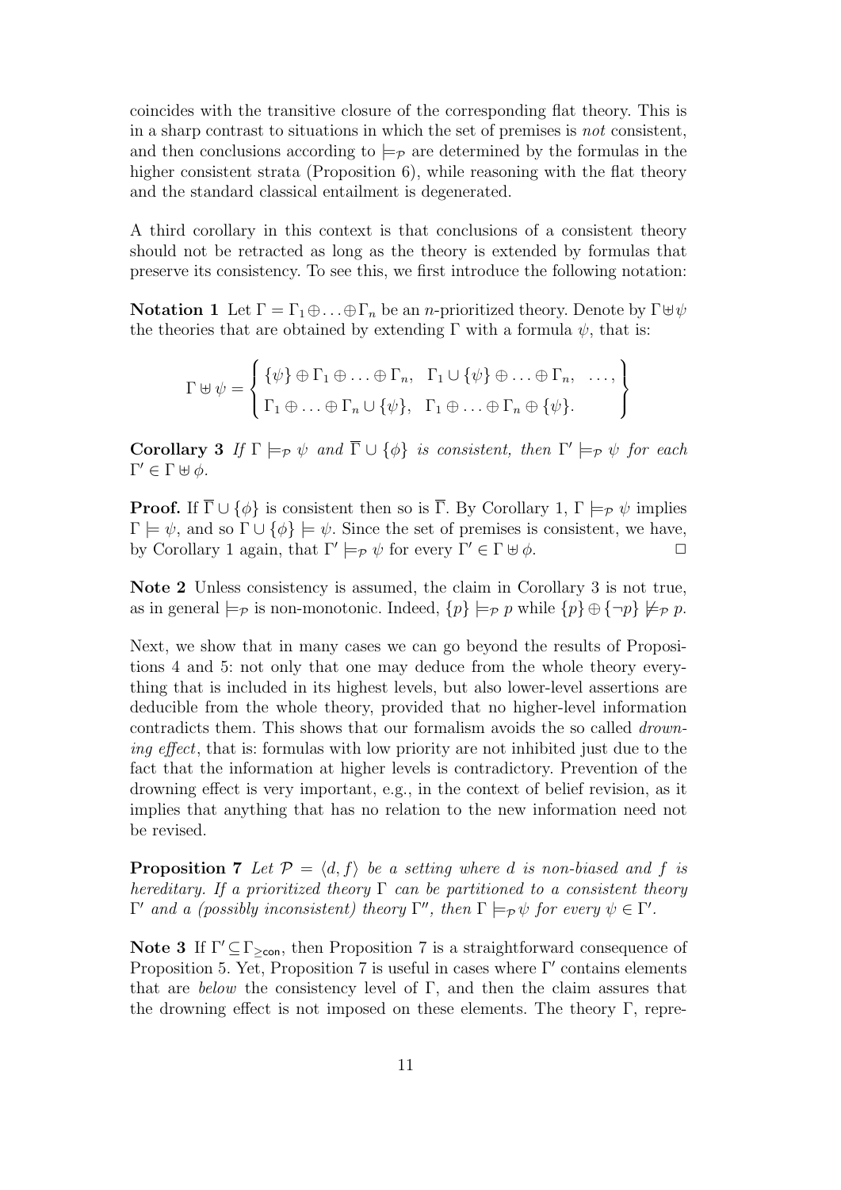coincides with the transitive closure of the corresponding flat theory. This is in a sharp contrast to situations in which the set of premises is *not* consistent, and then conclusions according to $\models_{\mathcal{P}}$ are determined by the formulas in the higher consistent strata (Proposition 6), while reasoning with the flat theory and the standard classical entailment is degenerated.

A third corollary in this context is that conclusions of a consistent theory should not be retracted as long as the theory is extended by formulas that preserve its consistency. To see this, we first introduce the following notation:

**Notation 1** Let $\Gamma = \Gamma_1 \oplus \ldots \oplus \Gamma_n$ be an $n$-prioritized theory. Denote by $\Gamma \uplus \psi$ the theories that are obtained by extending $\Gamma$ with a formula $\psi$, that is:

$$\Gamma \uplus \psi = \left\{ \begin{array}{lll} \{\psi\} \oplus \Gamma_1 \oplus \ldots \oplus \Gamma_n, & \Gamma_1 \cup \{\psi\} \oplus \ldots \oplus \Gamma_n, & \ldots, \\ \Gamma_1 \oplus \ldots \oplus \Gamma_n \cup \{\psi\}, & \Gamma_1 \oplus \ldots \oplus \Gamma_n \oplus \{\psi\}. & \end{array} \right\}$$

**Corollary 3** *If $\Gamma \models_{\mathcal{P}} \psi$ and $\overline{\Gamma} \cup \{\phi\}$ is consistent, then $\Gamma' \models_{\mathcal{P}} \psi$ for each $\Gamma' \in \Gamma \uplus \phi$.*

**Proof.** If $\overline{\Gamma} \cup \{\phi\}$ is consistent then so is $\overline{\Gamma}$. By Corollary 1, $\Gamma \models_{\mathcal{P}} \psi$ implies $\Gamma \models \psi$, and so $\Gamma \cup \{\phi\} \models \psi$. Since the set of premises is consistent, we have, by Corollary 1 again, that $\Gamma' \models_{\mathcal{P}} \psi$ for every $\Gamma' \in \Gamma \uplus \phi$. $\square$

**Note 2** Unless consistency is assumed, the claim in Corollary 3 is not true, as in general $\models_{\mathcal{P}}$ is non-monotonic. Indeed, $\{p\} \models_{\mathcal{P}} p$ while $\{p\} \oplus \{\neg p\} \not\models_{\mathcal{P}} p$.

Next, we show that in many cases we can go beyond the results of Propositions 4 and 5: not only that one may deduce from the whole theory everything that is included in its highest levels, but also lower-level assertions are deducible from the whole theory, provided that no higher-level information contradicts them. This shows that our formalism avoids the so called *drowning effect*, that is: formulas with low priority are not inhibited just due to the fact that the information at higher levels is contradictory. Prevention of the drowning effect is very important, e.g., in the context of belief revision, as it implies that anything that has no relation to the new information need not be revised.

**Proposition 7** *Let $\mathcal{P} = \langle d, f \rangle$ be a setting where $d$ is non-biased and $f$ is hereditary. If a prioritized theory $\Gamma$ can be partitioned to a consistent theory $\Gamma'$ and a (possibly inconsistent) theory $\Gamma''$, then $\Gamma \models_{\mathcal{P}} \psi$ for every $\psi \in \Gamma'$.*

**Note 3** If $\Gamma' \subseteq \Gamma_{\geq \mathsf{con}}$, then Proposition 7 is a straightforward consequence of Proposition 5. Yet, Proposition 7 is useful in cases where $\Gamma'$ contains elements that are *below* the consistency level of $\Gamma$, and then the claim assures that the drowning effect is not imposed on these elements. The theory $\Gamma$, repre-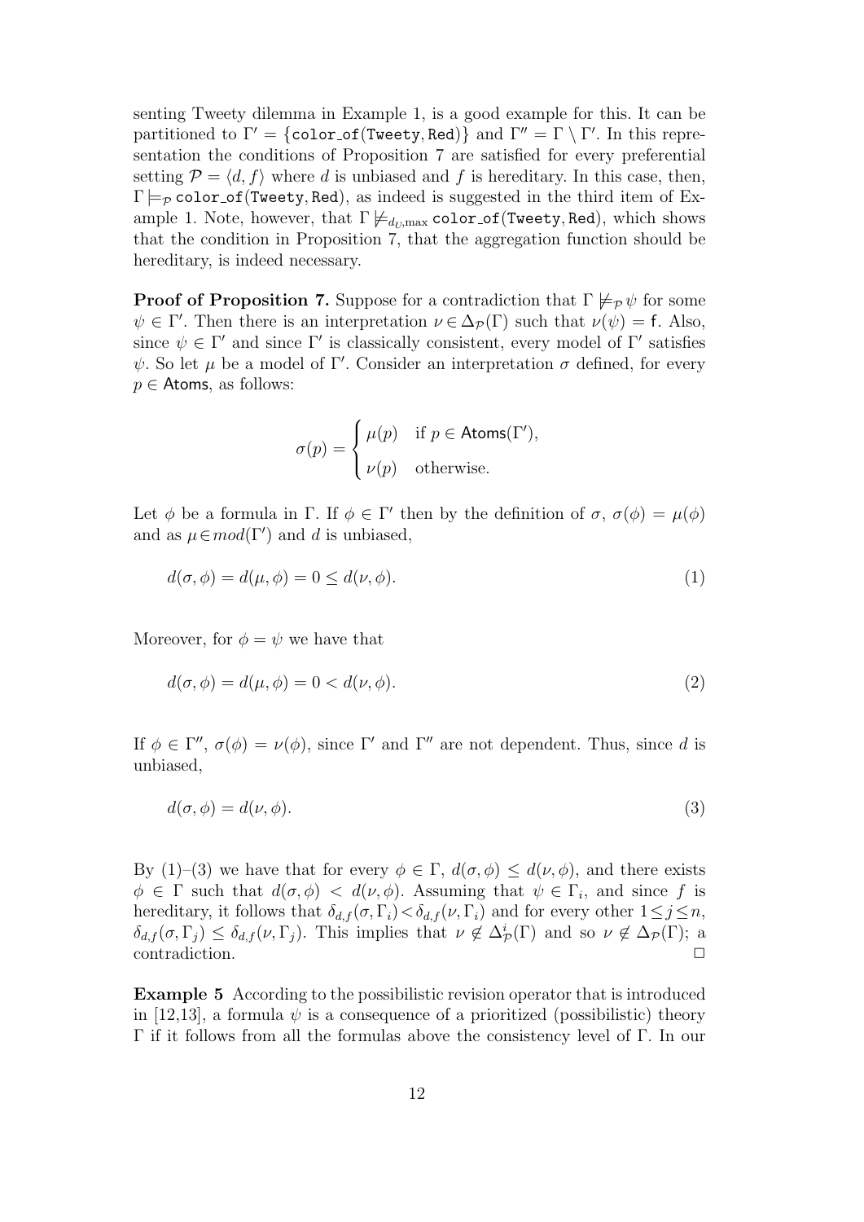senting Tweety dilemma in Example 1, is a good example for this. It can be partitioned to $\Gamma' = \{\texttt{color\_of(Tweety, Red)}\}$ and $\Gamma'' = \Gamma \setminus \Gamma'$. In this representation the conditions of Proposition 7 are satisfied for every preferential setting $\mathcal{P} = \langle d, f \rangle$ where $d$ is unbiased and $f$ is hereditary. In this case, then, $\Gamma \models_{\mathcal{P}} \texttt{color\_of(Tweety, Red)}$, as indeed is suggested in the third item of Example 1. Note, however, that $\Gamma \not\models_{d_U,\max} \texttt{color\_of(Tweety, Red)}$, which shows that the condition in Proposition 7, that the aggregation function should be hereditary, is indeed necessary.

**Proof of Proposition 7.** Suppose for a contradiction that $\Gamma \not\models_{\mathcal{P}} \psi$ for some $\psi \in \Gamma'$. Then there is an interpretation $\nu \in \Delta_{\mathcal{P}}(\Gamma)$ such that $\nu(\psi) = \mathsf{f}$. Also, since $\psi \in \Gamma'$ and since $\Gamma'$ is classically consistent, every model of $\Gamma'$ satisfies $\psi$. So let $\mu$ be a model of $\Gamma'$. Consider an interpretation $\sigma$ defined, for every $p \in \mathsf{Atoms}$, as follows:

$$\sigma(p) = \begin{cases} \mu(p) & \text{if } p \in \mathsf{Atoms}(\Gamma'), \\ \nu(p) & \text{otherwise.} \end{cases}$$

Let $\phi$ be a formula in $\Gamma$. If $\phi \in \Gamma'$ then by the definition of $\sigma$, $\sigma(\phi) = \mu(\phi)$ and as $\mu \in mod(\Gamma')$ and $d$ is unbiased,

$$d(\sigma, \phi) = d(\mu, \phi) = 0 \leq d(\nu, \phi). \tag{1}$$

Moreover, for $\phi = \psi$ we have that

$$d(\sigma, \phi) = d(\mu, \phi) = 0 < d(\nu, \phi). \tag{2}$$

If $\phi \in \Gamma''$, $\sigma(\phi) = \nu(\phi)$, since $\Gamma'$ and $\Gamma''$ are not dependent. Thus, since $d$ is unbiased,

$$d(\sigma, \phi) = d(\nu, \phi). \tag{3}$$

By (1)–(3) we have that for every $\phi \in \Gamma$, $d(\sigma, \phi) \leq d(\nu, \phi)$, and there exists $\phi \in \Gamma$ such that $d(\sigma, \phi) < d(\nu, \phi)$. Assuming that $\psi \in \Gamma_i$, and since $f$ is hereditary, it follows that $\delta_{d,f}(\sigma, \Gamma_i) < \delta_{d,f}(\nu, \Gamma_i)$ and for every other $1 \leq j \leq n$, $\delta_{d,f}(\sigma, \Gamma_j) \leq \delta_{d,f}(\nu, \Gamma_j)$. This implies that $\nu \notin \Delta^i_{\mathcal{P}}(\Gamma)$ and so $\nu \notin \Delta_{\mathcal{P}}(\Gamma)$; a contradiction. $\square$

**Example 5** According to the possibilistic revision operator that is introduced in [12,13], a formula $\psi$ is a consequence of a prioritized (possibilistic) theory $\Gamma$ if it follows from all the formulas above the consistency level of $\Gamma$. In our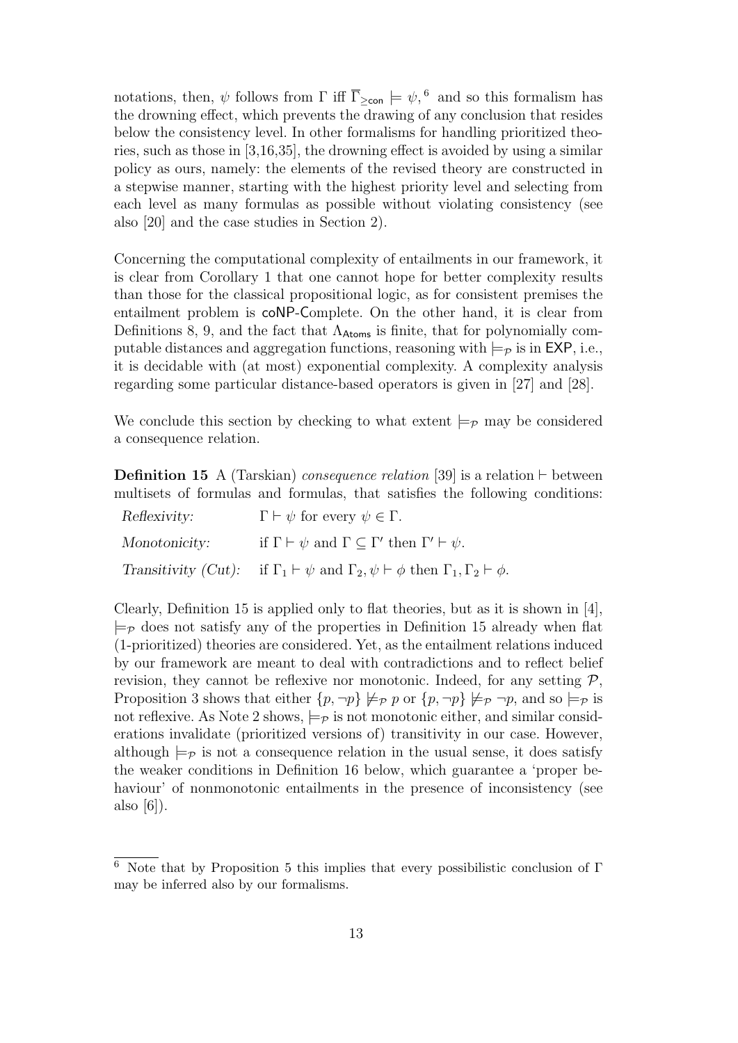notations, then, $\psi$ follows from $\Gamma$ iff $\overline{\Gamma}_{\geq \mathsf{con}} \models \psi$, [6] and so this formalism has the drowning effect, which prevents the drawing of any conclusion that resides below the consistency level. In other formalisms for handling prioritized theories, such as those in [3,16,35], the drowning effect is avoided by using a similar policy as ours, namely: the elements of the revised theory are constructed in a stepwise manner, starting with the highest priority level and selecting from each level as many formulas as possible without violating consistency (see also [20] and the case studies in Section 2).

Concerning the computational complexity of entailments in our framework, it is clear from Corollary 1 that one cannot hope for better complexity results than those for the classical propositional logic, as for consistent premises the entailment problem is coNP-Complete. On the other hand, it is clear from Definitions 8, 9, and the fact that $\Lambda_{\mathsf{Atoms}}$ is finite, that for polynomially computable distances and aggregation functions, reasoning with $\models_{\mathcal{P}}$ is in EXP, i.e., it is decidable with (at most) exponential complexity. A complexity analysis regarding some particular distance-based operators is given in [27] and [28].

We conclude this section by checking to what extent $\models_{\mathcal{P}}$ may be considered a consequence relation.

**Definition 15** A (Tarskian) *consequence relation* [39] is a relation $\vdash$ between multisets of formulas and formulas, that satisfies the following conditions:

*Reflexivity:* $\Gamma \vdash \psi$ for every $\psi \in \Gamma$.

*Monotonicity:* if $\Gamma \vdash \psi$ and $\Gamma \subseteq \Gamma'$ then $\Gamma' \vdash \psi$.

*Transitivity (Cut):* if $\Gamma_1 \vdash \psi$ and $\Gamma_2, \psi \vdash \phi$ then $\Gamma_1, \Gamma_2 \vdash \phi$.

Clearly, Definition 15 is applied only to flat theories, but as it is shown in [4], $\models_{\mathcal{P}}$ does not satisfy any of the properties in Definition 15 already when flat (1-prioritized) theories are considered. Yet, as the entailment relations induced by our framework are meant to deal with contradictions and to reflect belief revision, they cannot be reflexive nor monotonic. Indeed, for any setting $\mathcal{P}$, Proposition 3 shows that either $\{p, \neg p\} \not\models_{\mathcal{P}} p$ or $\{p, \neg p\} \not\models_{\mathcal{P}} \neg p$, and so $\models_{\mathcal{P}}$ is not reflexive. As Note 2 shows, $\models_{\mathcal{P}}$ is not monotonic either, and similar considerations invalidate (prioritized versions of) transitivity in our case. However, although $\models_{\mathcal{P}}$ is not a consequence relation in the usual sense, it does satisfy the weaker conditions in Definition 16 below, which guarantee a 'proper behaviour' of nonmonotonic entailments in the presence of inconsistency (see also [6]).

---

[6] Note that by Proposition 5 this implies that every possibilistic conclusion of $\Gamma$ may be inferred also by our formalisms.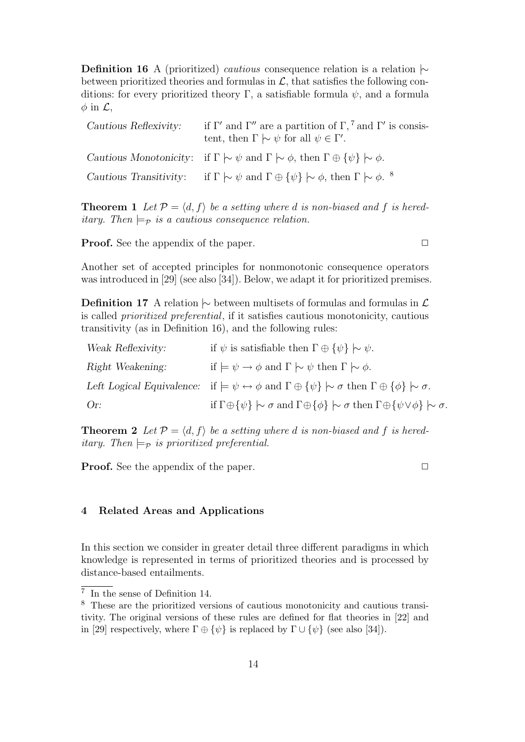**Definition 16** A (prioritized) *cautious* consequence relation is a relation $\mid\!\sim$ between prioritized theories and formulas in $\mathcal{L}$, that satisfies the following conditions: for every prioritized theory $\Gamma$, a satisfiable formula $\psi$, and a formula $\phi$ in $\mathcal{L}$,

*Cautious Reflexivity:* if $\Gamma'$ and $\Gamma''$ are a partition of $\Gamma$,[7] and $\Gamma'$ is consistent, then $\Gamma \mid\!\sim \psi$ for all $\psi \in \Gamma'$.

*Cautious Monotonicity:* if $\Gamma \mid\!\sim \psi$ and $\Gamma \mid\!\sim \phi$, then $\Gamma \oplus \{\psi\} \mid\!\sim \phi$.

*Cautious Transitivity:* if $\Gamma \mid\!\sim \psi$ and $\Gamma \oplus \{\psi\} \mid\!\sim \phi$, then $\Gamma \mid\!\sim \phi$.[8]

**Theorem 1** *Let $\mathcal{P} = \langle d, f \rangle$ be a setting where $d$ is non-biased and $f$ is hereditary. Then $\models_{\mathcal{P}}$ is a cautious consequence relation.*

**Proof.** See the appendix of the paper. $\Box$

Another set of accepted principles for nonmonotonic consequence operators was introduced in [29] (see also [34]). Below, we adapt it for prioritized premises.

**Definition 17** A relation $\mid\!\sim$ between multisets of formulas and formulas in $\mathcal{L}$ is called *prioritized preferential*, if it satisfies cautious monotonicity, cautious transitivity (as in Definition 16), and the following rules:

*Weak Reflexivity:* if $\psi$ is satisfiable then $\Gamma \oplus \{\psi\} \mid\!\sim \psi$.

*Right Weakening:* if $\models \psi \rightarrow \phi$ and $\Gamma \mid\!\sim \psi$ then $\Gamma \mid\!\sim \phi$.

*Left Logical Equivalence:* if $\models \psi \leftrightarrow \phi$ and $\Gamma \oplus \{\psi\} \mid\!\sim \sigma$ then $\Gamma \oplus \{\phi\} \mid\!\sim \sigma$.

*Or:* if $\Gamma \oplus \{\psi\} \mid\!\sim \sigma$ and $\Gamma \oplus \{\phi\} \mid\!\sim \sigma$ then $\Gamma \oplus \{\psi \vee \phi\} \mid\!\sim \sigma$.

**Theorem 2** *Let $\mathcal{P} = \langle d, f \rangle$ be a setting where $d$ is non-biased and $f$ is hereditary. Then $\models_{\mathcal{P}}$ is prioritized preferential.*

**Proof.** See the appendix of the paper. $\Box$

## 4 Related Areas and Applications

In this section we consider in greater detail three different paradigms in which knowledge is represented in terms of prioritized theories and is processed by distance-based entailments.

---

[7] In the sense of Definition 14.

[8] These are the prioritized versions of cautious monotonicity and cautious transitivity. The original versions of these rules are defined for flat theories in [22] and in [29] respectively, where $\Gamma \oplus \{\psi\}$ is replaced by $\Gamma \cup \{\psi\}$ (see also [34]).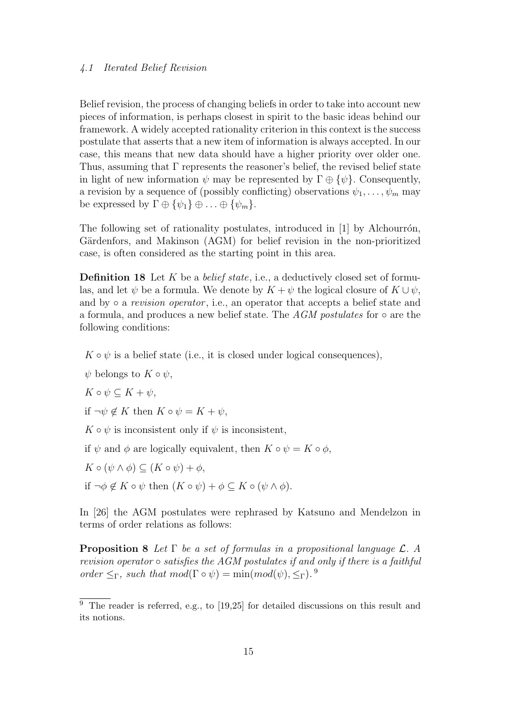### 4.1 Iterated Belief Revision

Belief revision, the process of changing beliefs in order to take into account new pieces of information, is perhaps closest in spirit to the basic ideas behind our framework. A widely accepted rationality criterion in this context is the success postulate that asserts that a new item of information is always accepted. In our case, this means that new data should have a higher priority over older one. Thus, assuming that $\Gamma$ represents the reasoner's belief, the revised belief state in light of new information $\psi$ may be represented by $\Gamma \oplus \{\psi\}$. Consequently, a revision by a sequence of (possibly conflicting) observations $\psi_1, \ldots, \psi_m$ may be expressed by $\Gamma \oplus \{\psi_1\} \oplus \ldots \oplus \{\psi_m\}$.

The following set of rationality postulates, introduced in [1] by Alchourrón, Gärdenfors, and Makinson (AGM) for belief revision in the non-prioritized case, is often considered as the starting point in this area.

**Definition 18** Let $K$ be a *belief state*, i.e., a deductively closed set of formulas, and let $\psi$ be a formula. We denote by $K + \psi$ the logical closure of $K \cup \psi$, and by $\circ$ a *revision operator*, i.e., an operator that accepts a belief state and a formula, and produces a new belief state. The *AGM postulates* for $\circ$ are the following conditions:

- $K \circ \psi$ is a belief state (i.e., it is closed under logical consequences),
- $\psi$ belongs to $K \circ \psi$,
- $K \circ \psi \subseteq K + \psi$,
- if $\neg\psi \notin K$ then $K \circ \psi = K + \psi$,
- $K \circ \psi$ is inconsistent only if $\psi$ is inconsistent,
- if $\psi$ and $\phi$ are logically equivalent, then $K \circ \psi = K \circ \phi$,
- $K \circ (\psi \wedge \phi) \subseteq (K \circ \psi) + \phi$,
- if $\neg\phi \notin K \circ \psi$ then $(K \circ \psi) + \phi \subseteq K \circ (\psi \wedge \phi)$.

In [26] the AGM postulates were rephrased by Katsuno and Mendelzon in terms of order relations as follows:

**Proposition 8** *Let $\Gamma$ be a set of formulas in a propositional language $\mathcal{L}$. A revision operator $\circ$ satisfies the AGM postulates if and only if there is a faithful order $\leq_\Gamma$, such that $mod(\Gamma \circ \psi) = \min(mod(\psi), \leq_\Gamma)$.* [9]

[9] The reader is referred, e.g., to [19,25] for detailed discussions on this result and its notions.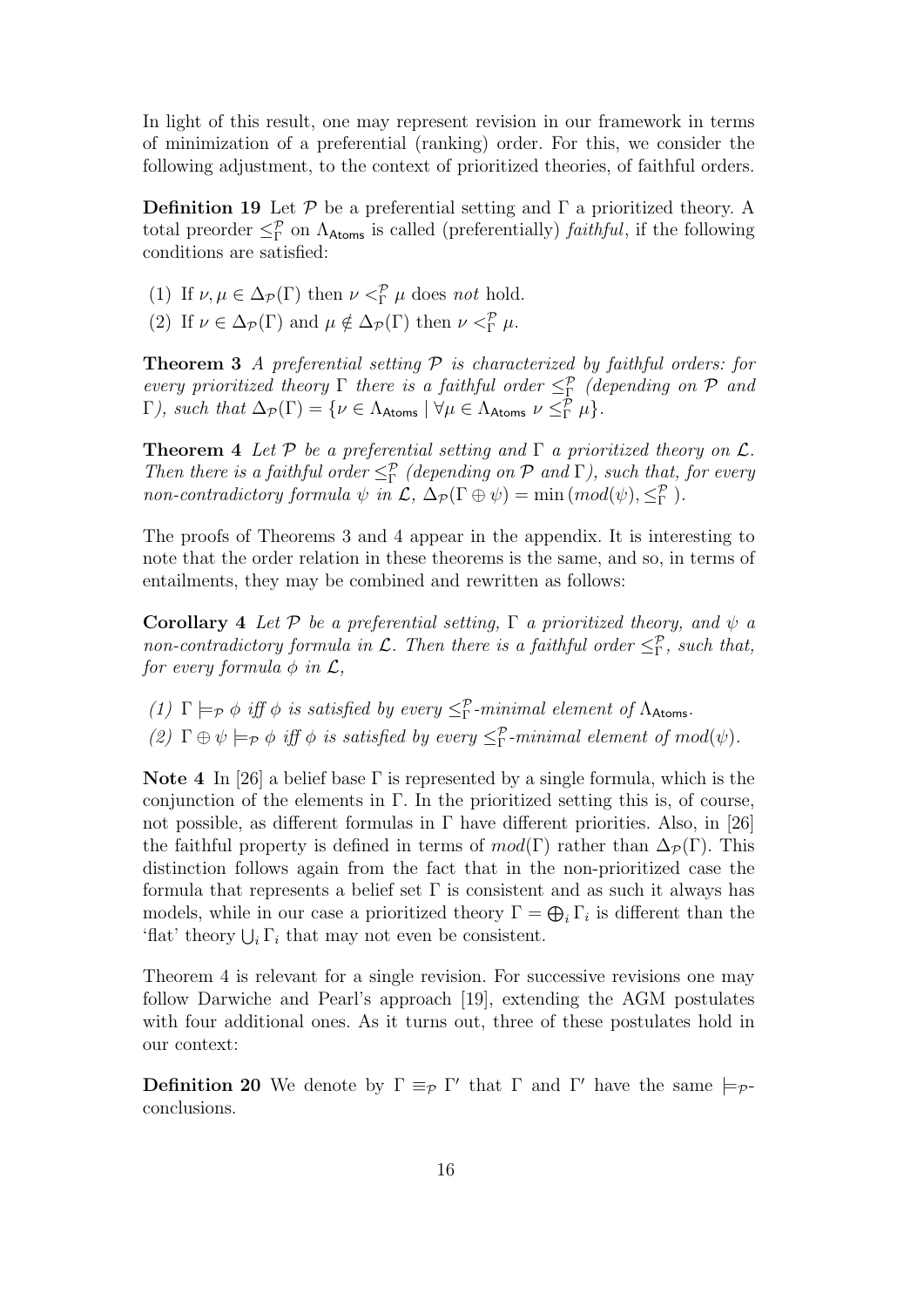In light of this result, one may represent revision in our framework in terms of minimization of a preferential (ranking) order. For this, we consider the following adjustment, to the context of prioritized theories, of faithful orders.

**Definition 19** Let $\mathcal{P}$ be a preferential setting and $\Gamma$ a prioritized theory. A total preorder $\leq^{\mathcal{P}}_{\Gamma}$ on $\Lambda_{\mathsf{Atoms}}$ is called (preferentially) *faithful*, if the following conditions are satisfied:

(1) If $\nu, \mu \in \Delta_{\mathcal{P}}(\Gamma)$ then $\nu <^{\mathcal{P}}_{\Gamma} \mu$ does *not* hold.

(2) If $\nu \in \Delta_{\mathcal{P}}(\Gamma)$ and $\mu \notin \Delta_{\mathcal{P}}(\Gamma)$ then $\nu <^{\mathcal{P}}_{\Gamma} \mu$.

**Theorem 3** *A preferential setting $\mathcal{P}$ is characterized by faithful orders: for every prioritized theory $\Gamma$ there is a faithful order $\leq^{\mathcal{P}}_{\Gamma}$ (depending on $\mathcal{P}$ and $\Gamma$), such that $\Delta_{\mathcal{P}}(\Gamma) = \{\nu \in \Lambda_{\mathsf{Atoms}} \mid \forall \mu \in \Lambda_{\mathsf{Atoms}}\ \nu \leq^{\mathcal{P}}_{\Gamma} \mu\}$.*

**Theorem 4** *Let $\mathcal{P}$ be a preferential setting and $\Gamma$ a prioritized theory on $\mathcal{L}$. Then there is a faithful order $\leq^{\mathcal{P}}_{\Gamma}$ (depending on $\mathcal{P}$ and $\Gamma$), such that, for every non-contradictory formula $\psi$ in $\mathcal{L}$, $\Delta_{\mathcal{P}}(\Gamma \oplus \psi) = \min\left(mod(\psi), \leq^{\mathcal{P}}_{\Gamma}\right)$.*

The proofs of Theorems 3 and 4 appear in the appendix. It is interesting to note that the order relation in these theorems is the same, and so, in terms of entailments, they may be combined and rewritten as follows:

**Corollary 4** *Let $\mathcal{P}$ be a preferential setting, $\Gamma$ a prioritized theory, and $\psi$ a non-contradictory formula in $\mathcal{L}$. Then there is a faithful order $\leq^{\mathcal{P}}_{\Gamma}$, such that, for every formula $\phi$ in $\mathcal{L}$,*

*(1) $\Gamma \models_{\mathcal{P}} \phi$ iff $\phi$ is satisfied by every $\leq^{\mathcal{P}}_{\Gamma}$-minimal element of $\Lambda_{\mathsf{Atoms}}$.*

*(2) $\Gamma \oplus \psi \models_{\mathcal{P}} \phi$ iff $\phi$ is satisfied by every $\leq^{\mathcal{P}}_{\Gamma}$-minimal element of $mod(\psi)$.*

**Note 4** In [26] a belief base $\Gamma$ is represented by a single formula, which is the conjunction of the elements in $\Gamma$. In the prioritized setting this is, of course, not possible, as different formulas in $\Gamma$ have different priorities. Also, in [26] the faithful property is defined in terms of $mod(\Gamma)$ rather than $\Delta_{\mathcal{P}}(\Gamma)$. This distinction follows again from the fact that in the non-prioritized case the formula that represents a belief set $\Gamma$ is consistent and as such it always has models, while in our case a prioritized theory $\Gamma = \bigoplus_i \Gamma_i$ is different than the 'flat' theory $\bigcup_i \Gamma_i$ that may not even be consistent.

Theorem 4 is relevant for a single revision. For successive revisions one may follow Darwiche and Pearl's approach [19], extending the AGM postulates with four additional ones. As it turns out, three of these postulates hold in our context:

**Definition 20** We denote by $\Gamma \equiv_{\mathcal{P}} \Gamma'$ that $\Gamma$ and $\Gamma'$ have the same $\models_{\mathcal{P}}$-conclusions.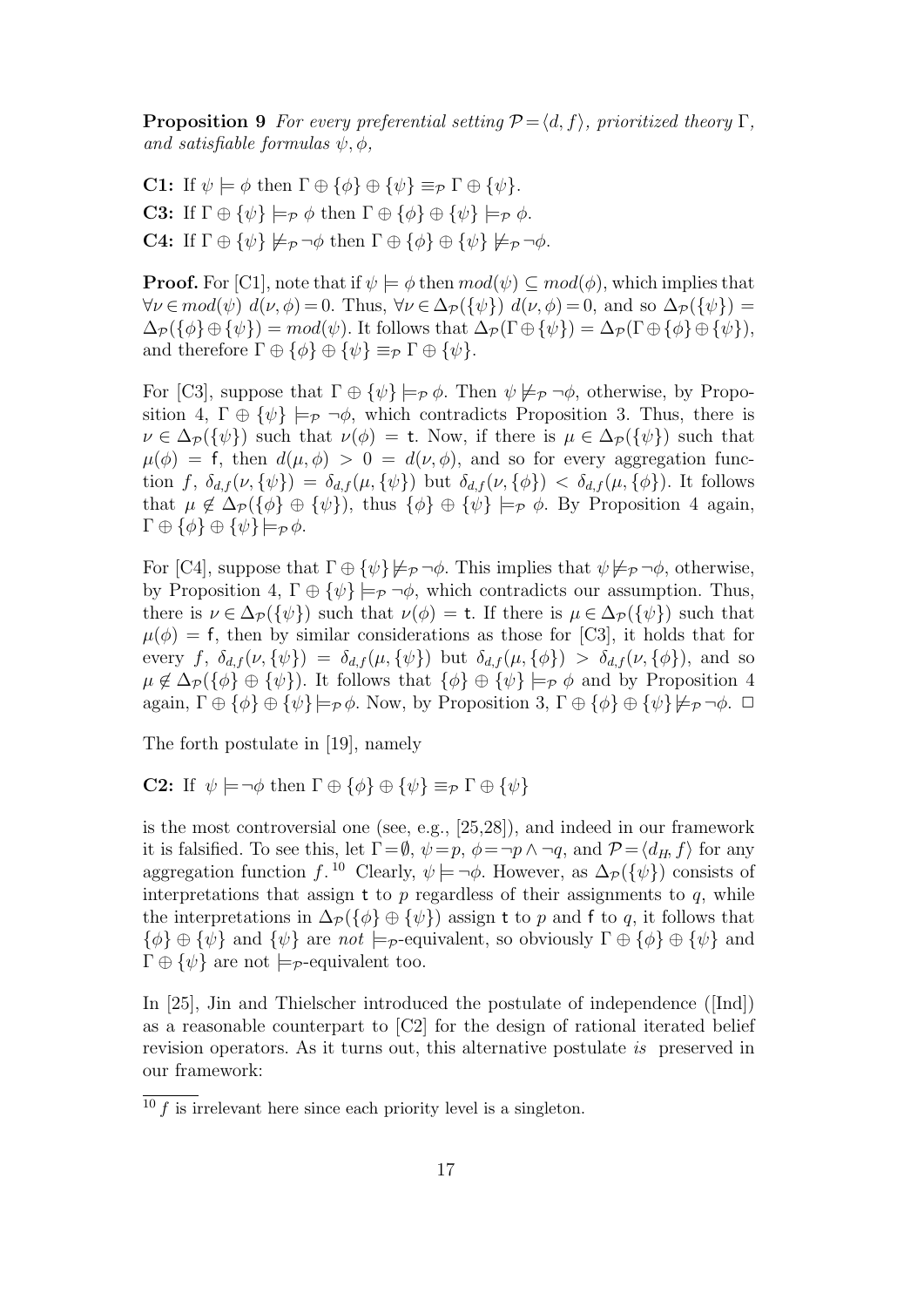**Proposition 9** *For every preferential setting $\mathcal{P} = \langle d, f \rangle$, prioritized theory $\Gamma$, and satisfiable formulas $\psi, \phi$,*

**C1:** If $\psi \models \phi$ then $\Gamma \oplus \{\phi\} \oplus \{\psi\} \equiv_{\mathcal{P}} \Gamma \oplus \{\psi\}$.

**C3:** If $\Gamma \oplus \{\psi\} \models_{\mathcal{P}} \phi$ then $\Gamma \oplus \{\phi\} \oplus \{\psi\} \models_{\mathcal{P}} \phi$.

**C4:** If $\Gamma \oplus \{\psi\} \not\models_{\mathcal{P}} \neg\phi$ then $\Gamma \oplus \{\phi\} \oplus \{\psi\} \not\models_{\mathcal{P}} \neg\phi$.

**Proof.** For [C1], note that if $\psi \models \phi$ then $mod(\psi) \subseteq mod(\phi)$, which implies that $\forall \nu \in mod(\psi)\ d(\nu, \phi) = 0$. Thus, $\forall \nu \in \Delta_{\mathcal{P}}(\{\psi\})\ d(\nu, \phi) = 0$, and so $\Delta_{\mathcal{P}}(\{\psi\}) = \Delta_{\mathcal{P}}(\{\phi\} \oplus \{\psi\}) = mod(\psi)$. It follows that $\Delta_{\mathcal{P}}(\Gamma \oplus \{\psi\}) = \Delta_{\mathcal{P}}(\Gamma \oplus \{\phi\} \oplus \{\psi\})$, and therefore $\Gamma \oplus \{\phi\} \oplus \{\psi\} \equiv_{\mathcal{P}} \Gamma \oplus \{\psi\}$.

For [C3], suppose that $\Gamma \oplus \{\psi\} \models_{\mathcal{P}} \phi$. Then $\psi \not\models_{\mathcal{P}} \neg\phi$, otherwise, by Proposition 4, $\Gamma \oplus \{\psi\} \models_{\mathcal{P}} \neg\phi$, which contradicts Proposition 3. Thus, there is $\nu \in \Delta_{\mathcal{P}}(\{\psi\})$ such that $\nu(\phi) = \mathsf{t}$. Now, if there is $\mu \in \Delta_{\mathcal{P}}(\{\psi\})$ such that $\mu(\phi) = \mathsf{f}$, then $d(\mu, \phi) > 0 = d(\nu, \phi)$, and so for every aggregation function $f$, $\delta_{d,f}(\nu, \{\psi\}) = \delta_{d,f}(\mu, \{\psi\})$ but $\delta_{d,f}(\nu, \{\phi\}) < \delta_{d,f}(\mu, \{\phi\})$. It follows that $\mu \notin \Delta_{\mathcal{P}}(\{\phi\} \oplus \{\psi\})$, thus $\{\phi\} \oplus \{\psi\} \models_{\mathcal{P}} \phi$. By Proposition 4 again, $\Gamma \oplus \{\phi\} \oplus \{\psi\} \models_{\mathcal{P}} \phi$.

For [C4], suppose that $\Gamma \oplus \{\psi\} \not\models_{\mathcal{P}} \neg\phi$. This implies that $\psi \not\models_{\mathcal{P}} \neg\phi$, otherwise, by Proposition 4, $\Gamma \oplus \{\psi\} \models_{\mathcal{P}} \neg\phi$, which contradicts our assumption. Thus, there is $\nu \in \Delta_{\mathcal{P}}(\{\psi\})$ such that $\nu(\phi) = \mathsf{t}$. If there is $\mu \in \Delta_{\mathcal{P}}(\{\psi\})$ such that $\mu(\phi) = \mathsf{f}$, then by similar considerations as those for [C3], it holds that for every $f$, $\delta_{d,f}(\nu, \{\psi\}) = \delta_{d,f}(\mu, \{\psi\})$ but $\delta_{d,f}(\mu, \{\phi\}) > \delta_{d,f}(\nu, \{\phi\})$, and so $\mu \notin \Delta_{\mathcal{P}}(\{\phi\} \oplus \{\psi\})$. It follows that $\{\phi\} \oplus \{\psi\} \models_{\mathcal{P}} \phi$ and by Proposition 4 again, $\Gamma \oplus \{\phi\} \oplus \{\psi\} \models_{\mathcal{P}} \phi$. Now, by Proposition 3, $\Gamma \oplus \{\phi\} \oplus \{\psi\} \not\models_{\mathcal{P}} \neg\phi$. $\Box$

The forth postulate in [19], namely

**C2:** If $\psi \models \neg\phi$ then $\Gamma \oplus \{\phi\} \oplus \{\psi\} \equiv_{\mathcal{P}} \Gamma \oplus \{\psi\}$

is the most controversial one (see, e.g., [25,28]), and indeed in our framework it is falsified. To see this, let $\Gamma = \emptyset$, $\psi = p$, $\phi = \neg p \wedge \neg q$, and $\mathcal{P} = \langle d_H, f \rangle$ for any aggregation function $f$.[10] Clearly, $\psi \models \neg\phi$. However, as $\Delta_{\mathcal{P}}(\{\psi\})$ consists of interpretations that assign $\mathsf{t}$ to $p$ regardless of their assignments to $q$, while the interpretations in $\Delta_{\mathcal{P}}(\{\phi\} \oplus \{\psi\})$ assign $\mathsf{t}$ to $p$ and $\mathsf{f}$ to $q$, it follows that $\{\phi\} \oplus \{\psi\}$ and $\{\psi\}$ are *not* $\models_{\mathcal{P}}$-equivalent, so obviously $\Gamma \oplus \{\phi\} \oplus \{\psi\}$ and $\Gamma \oplus \{\psi\}$ are not $\models_{\mathcal{P}}$-equivalent too.

In [25], Jin and Thielscher introduced the postulate of independence ([Ind]) as a reasonable counterpart to [C2] for the design of rational iterated belief revision operators. As it turns out, this alternative postulate *is* preserved in our framework:

[10] $f$ is irrelevant here since each priority level is a singleton.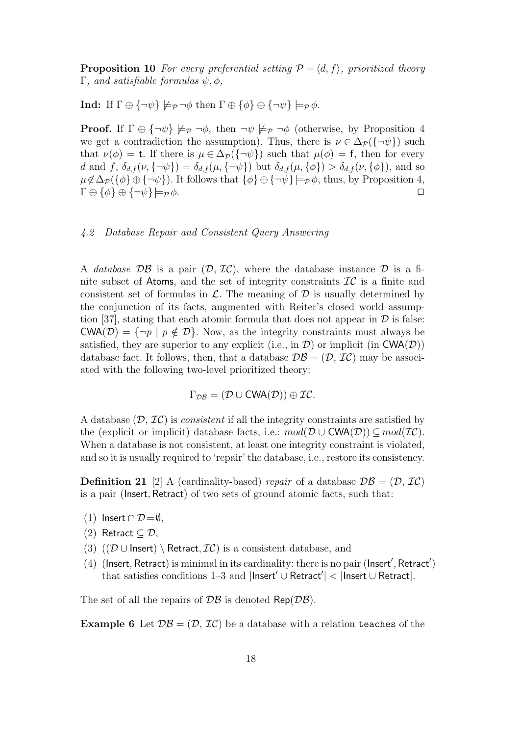**Proposition 10** *For every preferential setting $\mathcal{P} = \langle d, f \rangle$, prioritized theory $\Gamma$, and satisfiable formulas $\psi, \phi$,*

**Ind:** If $\Gamma \oplus \{\neg\psi\} \not\models_{\mathcal{P}} \neg\phi$ then $\Gamma \oplus \{\phi\} \oplus \{\neg\psi\} \models_{\mathcal{P}} \phi$.

**Proof.** If $\Gamma \oplus \{\neg\psi\} \not\models_{\mathcal{P}} \neg\phi$, then $\neg\psi \not\models_{\mathcal{P}} \neg\phi$ (otherwise, by Proposition 4 we get a contradiction the assumption). Thus, there is $\nu \in \Delta_{\mathcal{P}}(\{\neg\psi\})$ such that $\nu(\phi) = \mathsf{t}$. If there is $\mu \in \Delta_{\mathcal{P}}(\{\neg\psi\})$ such that $\mu(\phi) = \mathsf{f}$, then for every $d$ and $f$, $\delta_{d,f}(\nu, \{\neg\psi\}) = \delta_{d,f}(\mu, \{\neg\psi\})$ but $\delta_{d,f}(\mu, \{\phi\}) > \delta_{d,f}(\nu, \{\phi\})$, and so $\mu \notin \Delta_{\mathcal{P}}(\{\phi\} \oplus \{\neg\psi\})$. It follows that $\{\phi\} \oplus \{\neg\psi\} \models_{\mathcal{P}} \phi$, thus, by Proposition 4, $\Gamma \oplus \{\phi\} \oplus \{\neg\psi\} \models_{\mathcal{P}} \phi$. $\Box$

### *4.2 Database Repair and Consistent Query Answering*

A *database* $\mathcal{DB}$ is a pair $(\mathcal{D}, \mathcal{IC})$, where the database instance $\mathcal{D}$ is a finite subset of $\mathsf{Atoms}$, and the set of integrity constraints $\mathcal{IC}$ is a finite and consistent set of formulas in $\mathcal{L}$. The meaning of $\mathcal{D}$ is usually determined by the conjunction of its facts, augmented with Reiter's closed world assumption [37], stating that each atomic formula that does not appear in $\mathcal{D}$ is false: $\mathsf{CWA}(\mathcal{D}) = \{\neg p \mid p \notin \mathcal{D}\}$. Now, as the integrity constraints must always be satisfied, they are superior to any explicit (i.e., in $\mathcal{D}$) or implicit (in $\mathsf{CWA}(\mathcal{D})$) database fact. It follows, then, that a database $\mathcal{DB} = (\mathcal{D}, \mathcal{IC})$ may be associated with the following two-level prioritized theory:

$$\Gamma_{\mathcal{DB}} = (\mathcal{D} \cup \mathsf{CWA}(\mathcal{D})) \oplus \mathcal{IC}.$$

A database $(\mathcal{D}, \mathcal{IC})$ is *consistent* if all the integrity constraints are satisfied by the (explicit or implicit) database facts, i.e.: $mod(\mathcal{D} \cup \mathsf{CWA}(\mathcal{D})) \subseteq mod(\mathcal{IC})$. When a database is not consistent, at least one integrity constraint is violated, and so it is usually required to 'repair' the database, i.e., restore its consistency.

**Definition 21** [2] A (cardinality-based) *repair* of a database $\mathcal{DB} = (\mathcal{D}, \mathcal{IC})$ is a pair $(\mathsf{Insert}, \mathsf{Retract})$ of two sets of ground atomic facts, such that:

(1) $\mathsf{Insert} \cap \mathcal{D} = \emptyset$,
(2) $\mathsf{Retract} \subseteq \mathcal{D}$,
(3) $((\mathcal{D} \cup \mathsf{Insert}) \setminus \mathsf{Retract}, \mathcal{IC})$ is a consistent database, and
(4) $(\mathsf{Insert}, \mathsf{Retract})$ is minimal in its cardinality: there is no pair $(\mathsf{Insert}', \mathsf{Retract}')$ that satisfies conditions 1–3 and $|\mathsf{Insert}' \cup \mathsf{Retract}'| < |\mathsf{Insert} \cup \mathsf{Retract}|$.

The set of all the repairs of $\mathcal{DB}$ is denoted $\mathsf{Rep}(\mathcal{DB})$.

**Example 6** Let $\mathcal{DB} = (\mathcal{D}, \mathcal{IC})$ be a database with a relation `teaches` of the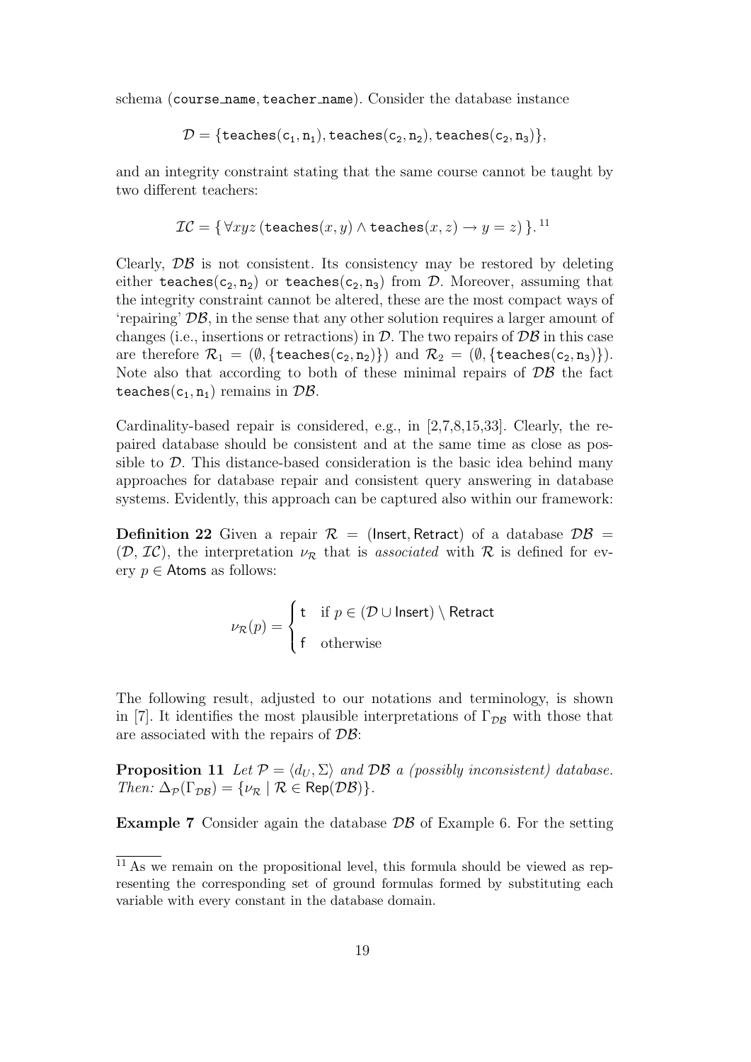schema (course_name, teacher_name). Consider the database instance

$$\mathcal{D} = \{\texttt{teaches}(\texttt{c}_1, \texttt{n}_1), \texttt{teaches}(\texttt{c}_2, \texttt{n}_2), \texttt{teaches}(\texttt{c}_2, \texttt{n}_3)\},$$

and an integrity constraint stating that the same course cannot be taught by two different teachers:

$$\mathcal{IC} = \{\, \forall xyz\, (\texttt{teaches}(x, y) \wedge \texttt{teaches}(x, z) \rightarrow y = z)\, \}.^{11}$$

Clearly, $\mathcal{DB}$ is not consistent. Its consistency may be restored by deleting either $\texttt{teaches}(\texttt{c}_2, \texttt{n}_2)$ or $\texttt{teaches}(\texttt{c}_2, \texttt{n}_3)$ from $\mathcal{D}$. Moreover, assuming that the integrity constraint cannot be altered, these are the most compact ways of 'repairing' $\mathcal{DB}$, in the sense that any other solution requires a larger amount of changes (i.e., insertions or retractions) in $\mathcal{D}$. The two repairs of $\mathcal{DB}$ in this case are therefore $\mathcal{R}_1 = (\emptyset, \{\texttt{teaches}(\texttt{c}_2, \texttt{n}_2)\})$ and $\mathcal{R}_2 = (\emptyset, \{\texttt{teaches}(\texttt{c}_2, \texttt{n}_3)\})$. Note also that according to both of these minimal repairs of $\mathcal{DB}$ the fact $\texttt{teaches}(\texttt{c}_1, \texttt{n}_1)$ remains in $\mathcal{DB}$.

Cardinality-based repair is considered, e.g., in [2,7,8,15,33]. Clearly, the repaired database should be consistent and at the same time as close as possible to $\mathcal{D}$. This distance-based consideration is the basic idea behind many approaches for database repair and consistent query answering in database systems. Evidently, this approach can be captured also within our framework:

**Definition 22** Given a repair $\mathcal{R} = (\mathsf{Insert}, \mathsf{Retract})$ of a database $\mathcal{DB} = (\mathcal{D}, \mathcal{IC})$, the interpretation $\nu_{\mathcal{R}}$ that is *associated* with $\mathcal{R}$ is defined for every $p \in \mathsf{Atoms}$ as follows:

$$\nu_{\mathcal{R}}(p) = \begin{cases} \mathsf{t} & \text{if } p \in (\mathcal{D} \cup \mathsf{Insert}) \setminus \mathsf{Retract} \\ \mathsf{f} & \text{otherwise} \end{cases}$$

The following result, adjusted to our notations and terminology, is shown in [7]. It identifies the most plausible interpretations of $\Gamma_{\mathcal{DB}}$ with those that are associated with the repairs of $\mathcal{DB}$:

**Proposition 11** *Let $\mathcal{P} = \langle d_U, \Sigma \rangle$ and $\mathcal{DB}$ a (possibly inconsistent) database. Then: $\Delta_{\mathcal{P}}(\Gamma_{\mathcal{DB}}) = \{\nu_{\mathcal{R}} \mid \mathcal{R} \in \mathsf{Rep}(\mathcal{DB})\}$.*

**Example 7** Consider again the database $\mathcal{DB}$ of Example 6. For the setting

[11] As we remain on the propositional level, this formula should be viewed as representing the corresponding set of ground formulas formed by substituting each variable with every constant in the database domain.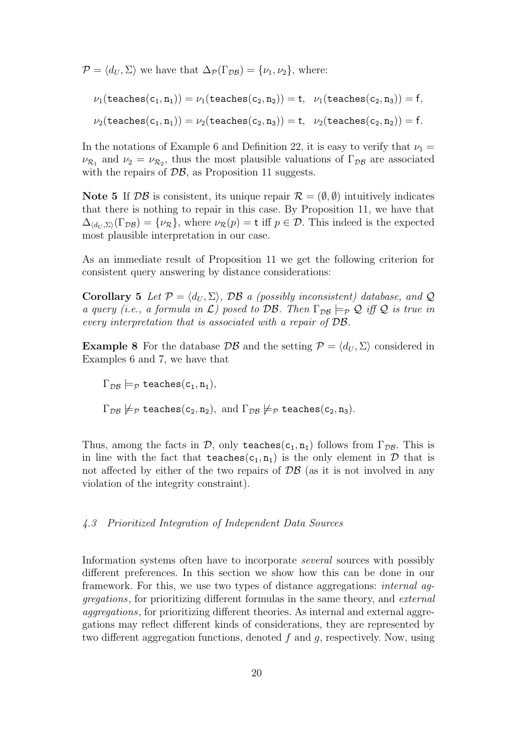$\mathcal{P} = \langle d_U, \Sigma \rangle$ we have that $\Delta_{\mathcal{P}}(\Gamma_{\mathcal{DB}}) = \{\nu_1, \nu_2\}$, where:

$$\nu_1(\mathtt{teaches}(\mathtt{c_1}, \mathtt{n_1})) = \nu_1(\mathtt{teaches}(\mathtt{c_2}, \mathtt{n_2})) = \mathsf{t}, \quad \nu_1(\mathtt{teaches}(\mathtt{c_2}, \mathtt{n_3})) = \mathsf{f},$$

$$\nu_2(\mathtt{teaches}(\mathtt{c_1}, \mathtt{n_1})) = \nu_2(\mathtt{teaches}(\mathtt{c_2}, \mathtt{n_3})) = \mathsf{t}, \quad \nu_2(\mathtt{teaches}(\mathtt{c_2}, \mathtt{n_2})) = \mathsf{f}.$$

In the notations of Example 6 and Definition 22, it is easy to verify that $\nu_1 = \nu_{\mathcal{R}_1}$ and $\nu_2 = \nu_{\mathcal{R}_2}$, thus the most plausible valuations of $\Gamma_{\mathcal{DB}}$ are associated with the repairs of $\mathcal{DB}$, as Proposition 11 suggests.

**Note 5** If $\mathcal{DB}$ is consistent, its unique repair $\mathcal{R} = (\emptyset, \emptyset)$ intuitively indicates that there is nothing to repair in this case. By Proposition 11, we have that $\Delta_{\langle d_U, \Sigma \rangle}(\Gamma_{\mathcal{DB}}) = \{\nu_{\mathcal{R}}\}$, where $\nu_{\mathcal{R}}(p) = \mathsf{t}$ iff $p \in \mathcal{D}$. This indeed is the expected most plausible interpretation in our case.

As an immediate result of Proposition 11 we get the following criterion for consistent query answering by distance considerations:

**Corollary 5** *Let $\mathcal{P} = \langle d_U, \Sigma \rangle$, $\mathcal{DB}$ a (possibly inconsistent) database, and $\mathcal{Q}$ a query (i.e., a formula in $\mathcal{L}$) posed to $\mathcal{DB}$. Then $\Gamma_{\mathcal{DB}} \models_{\mathcal{P}} \mathcal{Q}$ iff $\mathcal{Q}$ is true in every interpretation that is associated with a repair of $\mathcal{DB}$.*

**Example 8** For the database $\mathcal{DB}$ and the setting $\mathcal{P} = \langle d_U, \Sigma \rangle$ considered in Examples 6 and 7, we have that

$\Gamma_{\mathcal{DB}} \models_{\mathcal{P}} \mathtt{teaches}(\mathtt{c_1}, \mathtt{n_1})$,

$\Gamma_{\mathcal{DB}} \not\models_{\mathcal{P}} \mathtt{teaches}(\mathtt{c_2}, \mathtt{n_2})$, and $\Gamma_{\mathcal{DB}} \not\models_{\mathcal{P}} \mathtt{teaches}(\mathtt{c_2}, \mathtt{n_3})$.

Thus, among the facts in $\mathcal{D}$, only $\mathtt{teaches}(\mathtt{c_1}, \mathtt{n_1})$ follows from $\Gamma_{\mathcal{DB}}$. This is in line with the fact that $\mathtt{teaches}(\mathtt{c_1}, \mathtt{n_1})$ is the only element in $\mathcal{D}$ that is not affected by either of the two repairs of $\mathcal{DB}$ (as it is not involved in any violation of the integrity constraint).

### *4.3 Prioritized Integration of Independent Data Sources*

Information systems often have to incorporate *several* sources with possibly different preferences. In this section we show how this can be done in our framework. For this, we use two types of distance aggregations: *internal aggregations*, for prioritizing different formulas in the same theory, and *external aggregations*, for prioritizing different theories. As internal and external aggregations may reflect different kinds of considerations, they are represented by two different aggregation functions, denoted $f$ and $g$, respectively. Now, using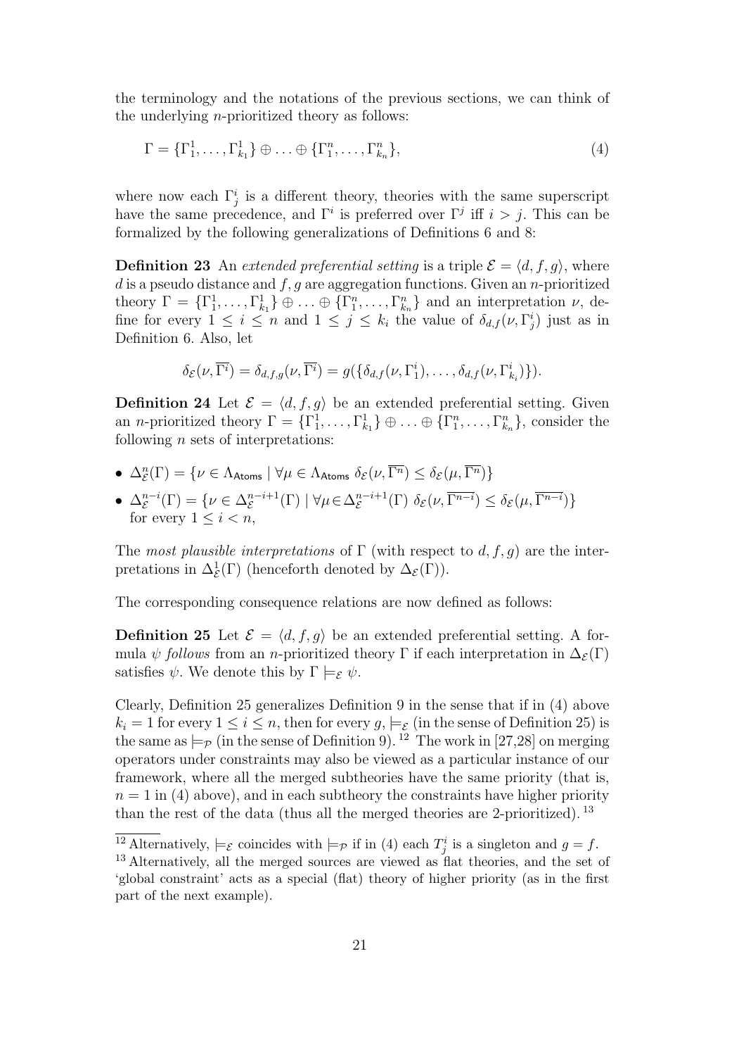the terminology and the notations of the previous sections, we can think of the underlying $n$-prioritized theory as follows:

$$\Gamma = \{\Gamma^1_1, \ldots, \Gamma^1_{k_1}\} \oplus \ldots \oplus \{\Gamma^n_1, \ldots, \Gamma^n_{k_n}\}, \tag{4}$$

where now each $\Gamma^i_j$ is a different theory, theories with the same superscript have the same precedence, and $\Gamma^i$ is preferred over $\Gamma^j$ iff $i > j$. This can be formalized by the following generalizations of Definitions 6 and 8:

**Definition 23** An *extended preferential setting* is a triple $\mathcal{E} = \langle d, f, g \rangle$, where $d$ is a pseudo distance and $f, g$ are aggregation functions. Given an $n$-prioritized theory $\Gamma = \{\Gamma^1_1, \ldots, \Gamma^1_{k_1}\} \oplus \ldots \oplus \{\Gamma^n_1, \ldots, \Gamma^n_{k_n}\}$ and an interpretation $\nu$, define for every $1 \leq i \leq n$ and $1 \leq j \leq k_i$ the value of $\delta_{d,f}(\nu, \Gamma^i_j)$ just as in Definition 6. Also, let

$$\delta_{\mathcal{E}}(\nu, \overline{\Gamma^i}) = \delta_{d,f,g}(\nu, \overline{\Gamma^i}) = g(\{\delta_{d,f}(\nu, \Gamma^i_1), \ldots, \delta_{d,f}(\nu, \Gamma^i_{k_i})\}).$$

**Definition 24** Let $\mathcal{E} = \langle d, f, g \rangle$ be an extended preferential setting. Given an $n$-prioritized theory $\Gamma = \{\Gamma^1_1, \ldots, \Gamma^1_{k_1}\} \oplus \ldots \oplus \{\Gamma^n_1, \ldots, \Gamma^n_{k_n}\}$, consider the following $n$ sets of interpretations:

- $\Delta^n_{\mathcal{E}}(\Gamma) = \{\nu \in \Lambda_{\mathsf{Atoms}} \mid \forall \mu \in \Lambda_{\mathsf{Atoms}}\ \delta_{\mathcal{E}}(\nu, \overline{\Gamma^n}) \leq \delta_{\mathcal{E}}(\mu, \overline{\Gamma^n})\}$
- $\Delta^{n-i}_{\mathcal{E}}(\Gamma) = \{\nu \in \Delta^{n-i+1}_{\mathcal{E}}(\Gamma) \mid \forall \mu \in \Delta^{n-i+1}_{\mathcal{E}}(\Gamma)\ \delta_{\mathcal{E}}(\nu, \overline{\Gamma^{n-i}}) \leq \delta_{\mathcal{E}}(\mu, \overline{\Gamma^{n-i}})\}$ for every $1 \leq i < n$,

The *most plausible interpretations* of $\Gamma$ (with respect to $d, f, g$) are the interpretations in $\Delta^1_{\mathcal{E}}(\Gamma)$ (henceforth denoted by $\Delta_{\mathcal{E}}(\Gamma)$).

The corresponding consequence relations are now defined as follows:

**Definition 25** Let $\mathcal{E} = \langle d, f, g \rangle$ be an extended preferential setting. A formula $\psi$ *follows* from an $n$-prioritized theory $\Gamma$ if each interpretation in $\Delta_{\mathcal{E}}(\Gamma)$ satisfies $\psi$. We denote this by $\Gamma \models_{\mathcal{E}} \psi$.

Clearly, Definition 25 generalizes Definition 9 in the sense that if in (4) above $k_i = 1$ for every $1 \leq i \leq n$, then for every $g$, $\models_{\mathcal{E}}$ (in the sense of Definition 25) is the same as $\models_{\mathcal{P}}$ (in the sense of Definition 9). [12] The work in [27,28] on merging operators under constraints may also be viewed as a particular instance of our framework, where all the merged subtheories have the same priority (that is, $n = 1$ in (4) above), and in each subtheory the constraints have higher priority than the rest of the data (thus all the merged theories are 2-prioritized). [13]

---

[12] Alternatively, $\models_{\mathcal{E}}$ coincides with $\models_{\mathcal{P}}$ if in (4) each $T^i_j$ is a singleton and $g = f$.

[13] Alternatively, all the merged sources are viewed as flat theories, and the set of 'global constraint' acts as a special (flat) theory of higher priority (as in the first part of the next example).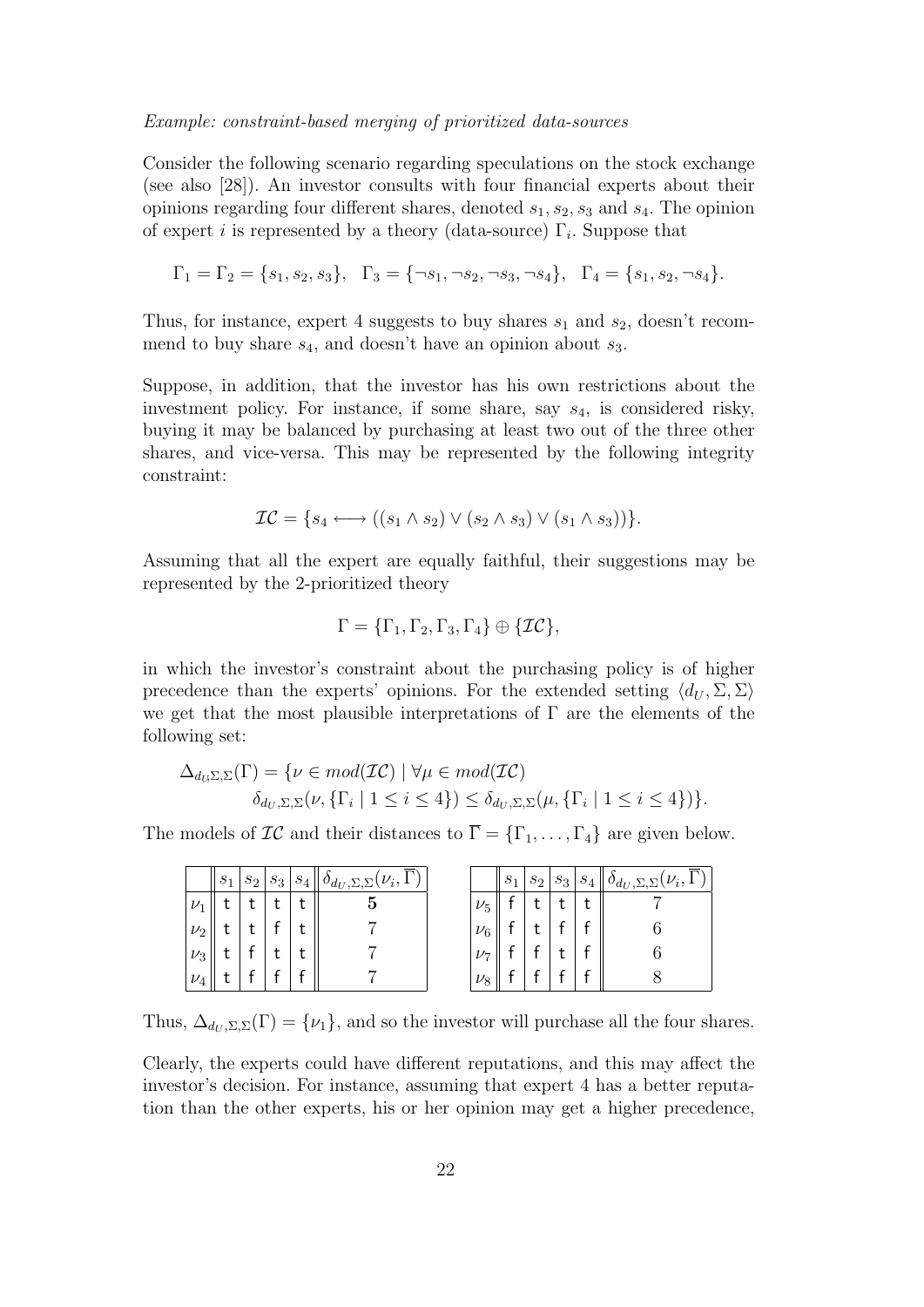*Example: constraint-based merging of prioritized data-sources*

Consider the following scenario regarding speculations on the stock exchange (see also [28]). An investor consults with four financial experts about their opinions regarding four different shares, denoted $s_1, s_2, s_3$ and $s_4$. The opinion of expert $i$ is represented by a theory (data-source) $\Gamma_i$. Suppose that

$$\Gamma_1 = \Gamma_2 = \{s_1, s_2, s_3\}, \quad \Gamma_3 = \{\neg s_1, \neg s_2, \neg s_3, \neg s_4\}, \quad \Gamma_4 = \{s_1, s_2, \neg s_4\}.$$

Thus, for instance, expert 4 suggests to buy shares $s_1$ and $s_2$, doesn't recommend to buy share $s_4$, and doesn't have an opinion about $s_3$.

Suppose, in addition, that the investor has his own restrictions about the investment policy. For instance, if some share, say $s_4$, is considered risky, buying it may be balanced by purchasing at least two out of the three other shares, and vice-versa. This may be represented by the following integrity constraint:

$$\mathcal{IC} = \{s_4 \longleftrightarrow ((s_1 \wedge s_2) \vee (s_2 \wedge s_3) \vee (s_1 \wedge s_3))\}.$$

Assuming that all the expert are equally faithful, their suggestions may be represented by the 2-prioritized theory

$$\Gamma = \{\Gamma_1, \Gamma_2, \Gamma_3, \Gamma_4\} \oplus \{\mathcal{IC}\},$$

in which the investor's constraint about the purchasing policy is of higher precedence than the experts' opinions. For the extended setting $\langle d_U, \Sigma, \Sigma\rangle$ we get that the most plausible interpretations of $\Gamma$ are the elements of the following set:

$$\Delta_{d_U \Sigma,\Sigma}(\Gamma) = \{\nu \in mod(\mathcal{IC}) \mid \forall \mu \in mod(\mathcal{IC})$$
$$\delta_{d_U,\Sigma,\Sigma}(\nu, \{\Gamma_i \mid 1 \leq i \leq 4\}) \leq \delta_{d_U,\Sigma,\Sigma}(\mu, \{\Gamma_i \mid 1 \leq i \leq 4\})\}.$$

The models of $\mathcal{IC}$ and their distances to $\overline{\Gamma} = \{\Gamma_1, \ldots, \Gamma_4\}$ are given below.

| | $s_1$ | $s_2$ | $s_3$ | $s_4$ | $\delta_{d_U,\Sigma,\Sigma}(\nu_i, \overline{\Gamma})$ |
|---|---|---|---|---|---|
| $\nu_1$ | t | t | t | t | **5** |
| $\nu_2$ | t | t | f | t | 7 |
| $\nu_3$ | t | f | t | t | 7 |
| $\nu_4$ | t | f | f | f | 7 |

| | $s_1$ | $s_2$ | $s_3$ | $s_4$ | $\delta_{d_U,\Sigma,\Sigma}(\nu_i, \overline{\Gamma})$ |
|---|---|---|---|---|---|
| $\nu_5$ | f | t | t | t | 7 |
| $\nu_6$ | f | t | f | f | 6 |
| $\nu_7$ | f | f | t | f | 6 |
| $\nu_8$ | f | f | f | f | 8 |

Thus, $\Delta_{d_U,\Sigma,\Sigma}(\Gamma) = \{\nu_1\}$, and so the investor will purchase all the four shares.

Clearly, the experts could have different reputations, and this may affect the investor's decision. For instance, assuming that expert 4 has a better reputation than the other experts, his or her opinion may get a higher precedence,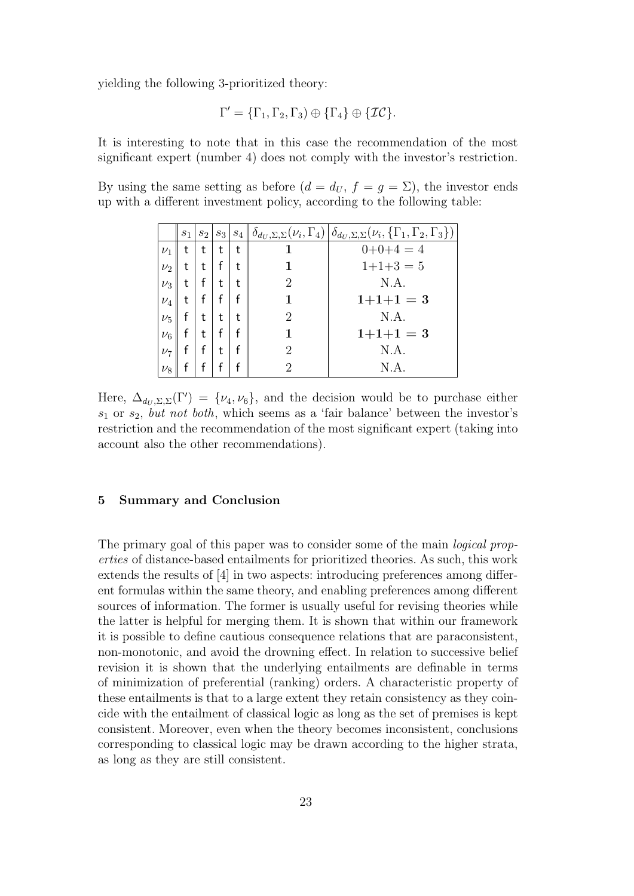yielding the following 3-prioritized theory:

$$\Gamma' = \{\Gamma_1, \Gamma_2, \Gamma_3) \oplus \{\Gamma_4\} \oplus \{\mathcal{IC}\}.$$

It is interesting to note that in this case the recommendation of the most significant expert (number 4) does not comply with the investor's restriction.

By using the same setting as before ($d = d_U$, $f = g = \Sigma$), the investor ends up with a different investment policy, according to the following table:

| | $s_1$ | $s_2$ | $s_3$ | $s_4$ | $\delta_{d_U,\Sigma,\Sigma}(\nu_i, \Gamma_4)$ | $\delta_{d_U,\Sigma,\Sigma}(\nu_i, \{\Gamma_1, \Gamma_2, \Gamma_3\})$ |
|---|---|---|---|---|---|---|
| $\nu_1$ | t | t | t | t | **1** | $0{+}0{+}4 = 4$ |
| $\nu_2$ | t | t | f | t | **1** | $1{+}1{+}3 = 5$ |
| $\nu_3$ | t | f | t | t | 2 | N.A. |
| $\nu_4$ | t | f | f | f | **1** | $\mathbf{1{+}1{+}1 = 3}$ |
| $\nu_5$ | f | t | t | t | 2 | N.A. |
| $\nu_6$ | f | t | f | f | **1** | $\mathbf{1{+}1{+}1 = 3}$ |
| $\nu_7$ | f | f | t | f | 2 | N.A. |
| $\nu_8$ | f | f | f | f | 2 | N.A. |

Here, $\Delta_{d_U,\Sigma,\Sigma}(\Gamma') = \{\nu_4, \nu_6\}$, and the decision would be to purchase either $s_1$ or $s_2$, *but not both*, which seems as a 'fair balance' between the investor's restriction and the recommendation of the most significant expert (taking into account also the other recommendations).

## 5 Summary and Conclusion

The primary goal of this paper was to consider some of the main *logical properties* of distance-based entailments for prioritized theories. As such, this work extends the results of [4] in two aspects: introducing preferences among different formulas within the same theory, and enabling preferences among different sources of information. The former is usually useful for revising theories while the latter is helpful for merging them. It is shown that within our framework it is possible to define cautious consequence relations that are paraconsistent, non-monotonic, and avoid the drowning effect. In relation to successive belief revision it is shown that the underlying entailments are definable in terms of minimization of preferential (ranking) orders. A characteristic property of these entailments is that to a large extent they retain consistency as they coincide with the entailment of classical logic as long as the set of premises is kept consistent. Moreover, even when the theory becomes inconsistent, conclusions corresponding to classical logic may be drawn according to the higher strata, as long as they are still consistent.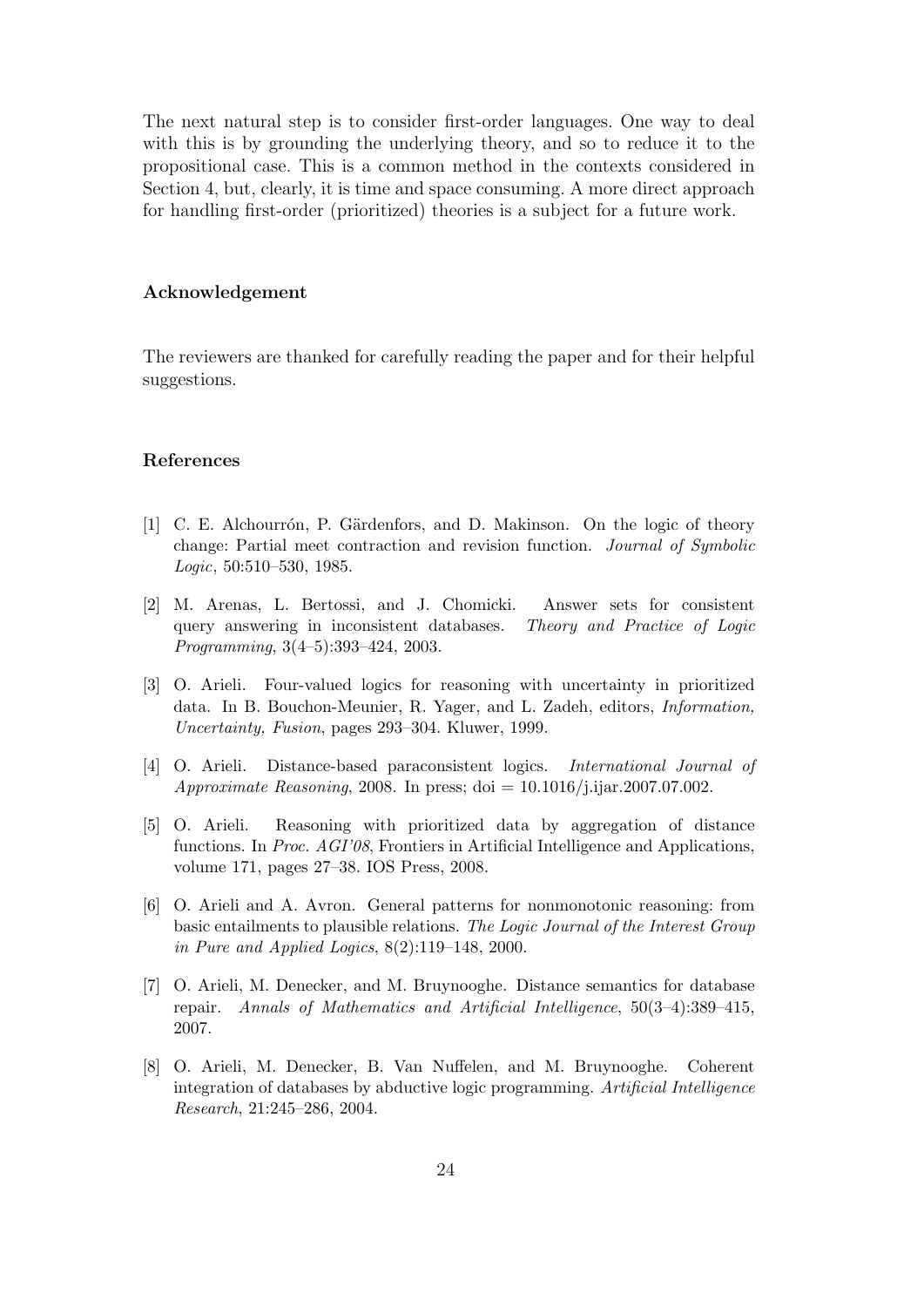The next natural step is to consider first-order languages. One way to deal with this is by grounding the underlying theory, and so to reduce it to the propositional case. This is a common method in the contexts considered in Section 4, but, clearly, it is time and space consuming. A more direct approach for handling first-order (prioritized) theories is a subject for a future work.

### Acknowledgement

The reviewers are thanked for carefully reading the paper and for their helpful suggestions.

### References

[1] C. E. Alchourrón, P. Gärdenfors, and D. Makinson. On the logic of theory change: Partial meet contraction and revision function. *Journal of Symbolic Logic*, 50:510–530, 1985.

[2] M. Arenas, L. Bertossi, and J. Chomicki. Answer sets for consistent query answering in inconsistent databases. *Theory and Practice of Logic Programming*, 3(4–5):393–424, 2003.

[3] O. Arieli. Four-valued logics for reasoning with uncertainty in prioritized data. In B. Bouchon-Meunier, R. Yager, and L. Zadeh, editors, *Information, Uncertainty, Fusion*, pages 293–304. Kluwer, 1999.

[4] O. Arieli. Distance-based paraconsistent logics. *International Journal of Approximate Reasoning*, 2008. In press; doi = 10.1016/j.ijar.2007.07.002.

[5] O. Arieli. Reasoning with prioritized data by aggregation of distance functions. In *Proc. AGI'08*, Frontiers in Artificial Intelligence and Applications, volume 171, pages 27–38. IOS Press, 2008.

[6] O. Arieli and A. Avron. General patterns for nonmonotonic reasoning: from basic entailments to plausible relations. *The Logic Journal of the Interest Group in Pure and Applied Logics*, 8(2):119–148, 2000.

[7] O. Arieli, M. Denecker, and M. Bruynooghe. Distance semantics for database repair. *Annals of Mathematics and Artificial Intelligence*, 50(3–4):389–415, 2007.

[8] O. Arieli, M. Denecker, B. Van Nuffelen, and M. Bruynooghe. Coherent integration of databases by abductive logic programming. *Artificial Intelligence Research*, 21:245–286, 2004.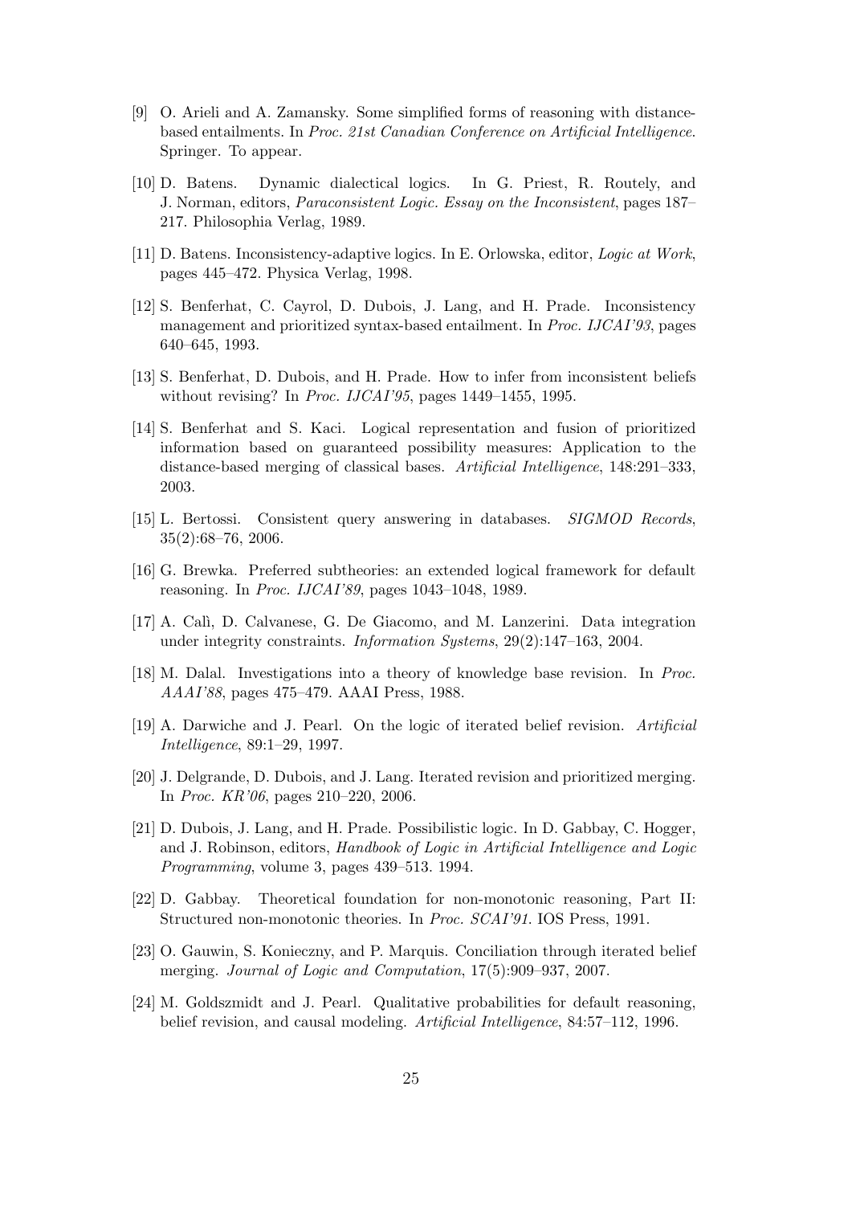[9] O. Arieli and A. Zamansky. Some simplified forms of reasoning with distance-based entailments. In *Proc. 21st Canadian Conference on Artificial Intelligence*. Springer. To appear.

[10] D. Batens. Dynamic dialectical logics. In G. Priest, R. Routely, and J. Norman, editors, *Paraconsistent Logic. Essay on the Inconsistent*, pages 187–217. Philosophia Verlag, 1989.

[11] D. Batens. Inconsistency-adaptive logics. In E. Orlowska, editor, *Logic at Work*, pages 445–472. Physica Verlag, 1998.

[12] S. Benferhat, C. Cayrol, D. Dubois, J. Lang, and H. Prade. Inconsistency management and prioritized syntax-based entailment. In *Proc. IJCAI'93*, pages 640–645, 1993.

[13] S. Benferhat, D. Dubois, and H. Prade. How to infer from inconsistent beliefs without revising? In *Proc. IJCAI'95*, pages 1449–1455, 1995.

[14] S. Benferhat and S. Kaci. Logical representation and fusion of prioritized information based on guaranteed possibility measures: Application to the distance-based merging of classical bases. *Artificial Intelligence*, 148:291–333, 2003.

[15] L. Bertossi. Consistent query answering in databases. *SIGMOD Records*, 35(2):68–76, 2006.

[16] G. Brewka. Preferred subtheories: an extended logical framework for default reasoning. In *Proc. IJCAI'89*, pages 1043–1048, 1989.

[17] A. Calì, D. Calvanese, G. De Giacomo, and M. Lanzerini. Data integration under integrity constraints. *Information Systems*, 29(2):147–163, 2004.

[18] M. Dalal. Investigations into a theory of knowledge base revision. In *Proc. AAAI'88*, pages 475–479. AAAI Press, 1988.

[19] A. Darwiche and J. Pearl. On the logic of iterated belief revision. *Artificial Intelligence*, 89:1–29, 1997.

[20] J. Delgrande, D. Dubois, and J. Lang. Iterated revision and prioritized merging. In *Proc. KR'06*, pages 210–220, 2006.

[21] D. Dubois, J. Lang, and H. Prade. Possibilistic logic. In D. Gabbay, C. Hogger, and J. Robinson, editors, *Handbook of Logic in Artificial Intelligence and Logic Programming*, volume 3, pages 439–513. 1994.

[22] D. Gabbay. Theoretical foundation for non-monotonic reasoning, Part II: Structured non-monotonic theories. In *Proc. SCAI'91*. IOS Press, 1991.

[23] O. Gauwin, S. Konieczny, and P. Marquis. Conciliation through iterated belief merging. *Journal of Logic and Computation*, 17(5):909–937, 2007.

[24] M. Goldszmidt and J. Pearl. Qualitative probabilities for default reasoning, belief revision, and causal modeling. *Artificial Intelligence*, 84:57–112, 1996.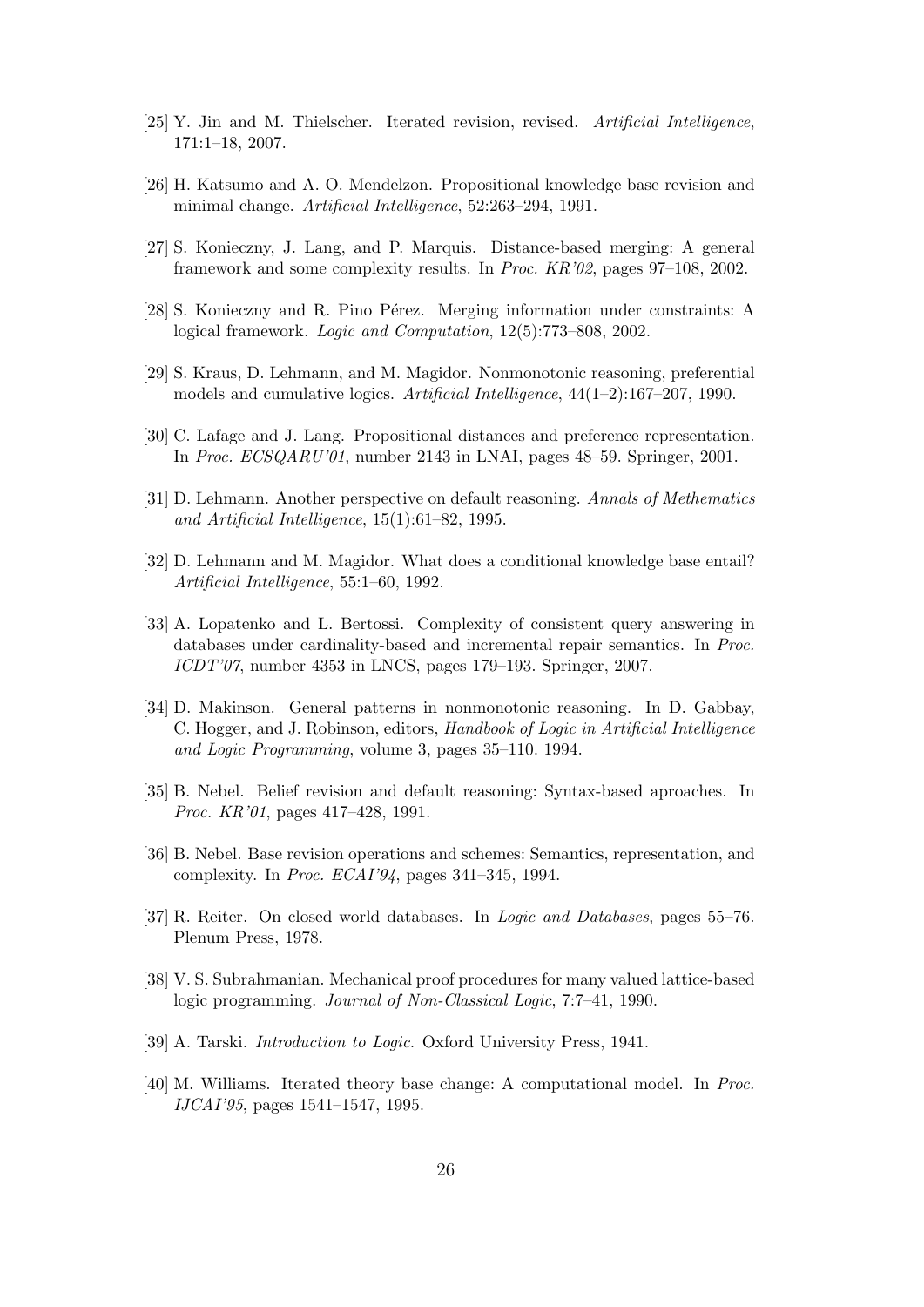[25] Y. Jin and M. Thielscher. Iterated revision, revised. *Artificial Intelligence*, 171:1–18, 2007.

[26] H. Katsumo and A. O. Mendelzon. Propositional knowledge base revision and minimal change. *Artificial Intelligence*, 52:263–294, 1991.

[27] S. Konieczny, J. Lang, and P. Marquis. Distance-based merging: A general framework and some complexity results. In *Proc. KR'02*, pages 97–108, 2002.

[28] S. Konieczny and R. Pino Pérez. Merging information under constraints: A logical framework. *Logic and Computation*, 12(5):773–808, 2002.

[29] S. Kraus, D. Lehmann, and M. Magidor. Nonmonotonic reasoning, preferential models and cumulative logics. *Artificial Intelligence*, 44(1–2):167–207, 1990.

[30] C. Lafage and J. Lang. Propositional distances and preference representation. In *Proc. ECSQARU'01*, number 2143 in LNAI, pages 48–59. Springer, 2001.

[31] D. Lehmann. Another perspective on default reasoning. *Annals of Methematics and Artificial Intelligence*, 15(1):61–82, 1995.

[32] D. Lehmann and M. Magidor. What does a conditional knowledge base entail? *Artificial Intelligence*, 55:1–60, 1992.

[33] A. Lopatenko and L. Bertossi. Complexity of consistent query answering in databases under cardinality-based and incremental repair semantics. In *Proc. ICDT'07*, number 4353 in LNCS, pages 179–193. Springer, 2007.

[34] D. Makinson. General patterns in nonmonotonic reasoning. In D. Gabbay, C. Hogger, and J. Robinson, editors, *Handbook of Logic in Artificial Intelligence and Logic Programming*, volume 3, pages 35–110. 1994.

[35] B. Nebel. Belief revision and default reasoning: Syntax-based aproaches. In *Proc. KR'01*, pages 417–428, 1991.

[36] B. Nebel. Base revision operations and schemes: Semantics, representation, and complexity. In *Proc. ECAI'94*, pages 341–345, 1994.

[37] R. Reiter. On closed world databases. In *Logic and Databases*, pages 55–76. Plenum Press, 1978.

[38] V. S. Subrahmanian. Mechanical proof procedures for many valued lattice-based logic programming. *Journal of Non-Classical Logic*, 7:7–41, 1990.

[39] A. Tarski. *Introduction to Logic*. Oxford University Press, 1941.

[40] M. Williams. Iterated theory base change: A computational model. In *Proc. IJCAI'95*, pages 1541–1547, 1995.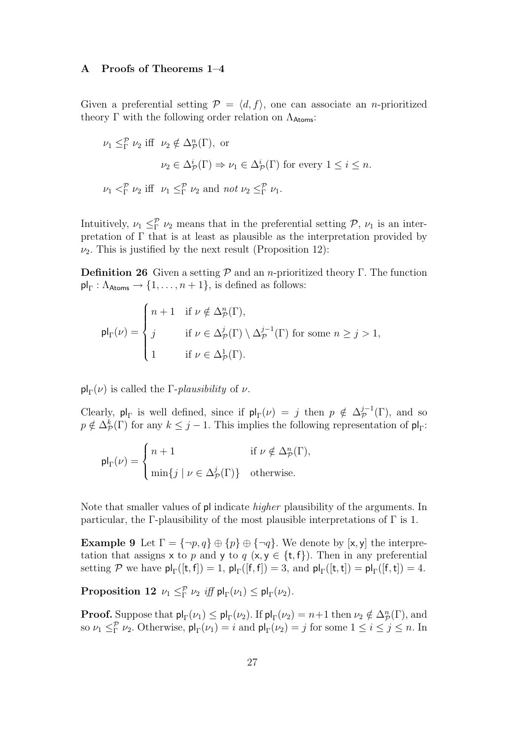## A Proofs of Theorems 1–4

Given a preferential setting $\mathcal{P} = \langle d, f \rangle$, one can associate an $n$-prioritized theory $\Gamma$ with the following order relation on $\Lambda_{\mathsf{Atoms}}$:

$$\nu_1 \leq^{\mathcal{P}}_{\Gamma} \nu_2 \text{ iff } \nu_2 \notin \Delta^n_{\mathcal{P}}(\Gamma), \text{ or}$$

$$\nu_2 \in \Delta^i_{\mathcal{P}}(\Gamma) \Rightarrow \nu_1 \in \Delta^i_{\mathcal{P}}(\Gamma) \text{ for every } 1 \leq i \leq n.$$

$$\nu_1 <^{\mathcal{P}}_{\Gamma} \nu_2 \text{ iff } \nu_1 \leq^{\mathcal{P}}_{\Gamma} \nu_2 \text{ and } \textit{not } \nu_2 \leq^{\mathcal{P}}_{\Gamma} \nu_1.$$

Intuitively, $\nu_1 \leq^{\mathcal{P}}_{\Gamma} \nu_2$ means that in the preferential setting $\mathcal{P}$, $\nu_1$ is an interpretation of $\Gamma$ that is at least as plausible as the interpretation provided by $\nu_2$. This is justified by the next result (Proposition 12):

**Definition 26** Given a setting $\mathcal{P}$ and an $n$-prioritized theory $\Gamma$. The function $\mathsf{pl}_{\Gamma} : \Lambda_{\mathsf{Atoms}} \to \{1, \ldots, n+1\}$, is defined as follows:

$$\mathsf{pl}_{\Gamma}(\nu) = \begin{cases} n+1 & \text{if } \nu \notin \Delta^n_{\mathcal{P}}(\Gamma), \\ j & \text{if } \nu \in \Delta^j_{\mathcal{P}}(\Gamma) \setminus \Delta^{j-1}_{\mathcal{P}}(\Gamma) \text{ for some } n \geq j > 1, \\ 1 & \text{if } \nu \in \Delta^1_{\mathcal{P}}(\Gamma). \end{cases}$$

$\mathsf{pl}_{\Gamma}(\nu)$ is called the $\Gamma$-*plausibility* of $\nu$.

Clearly, $\mathsf{pl}_{\Gamma}$ is well defined, since if $\mathsf{pl}_{\Gamma}(\nu) = j$ then $p \notin \Delta^{j-1}_{\mathcal{P}}(\Gamma)$, and so $p \notin \Delta^k_{\mathcal{P}}(\Gamma)$ for any $k \leq j-1$. This implies the following representation of $\mathsf{pl}_{\Gamma}$:

$$\mathsf{pl}_{\Gamma}(\nu) = \begin{cases} n+1 & \text{if } \nu \notin \Delta^n_{\mathcal{P}}(\Gamma), \\ \min\{j \mid \nu \in \Delta^j_{\mathcal{P}}(\Gamma)\} & \text{otherwise.} \end{cases}$$

Note that smaller values of $\mathsf{pl}$ indicate *higher* plausibility of the arguments. In particular, the $\Gamma$-plausibility of the most plausible interpretations of $\Gamma$ is 1.

**Example 9** Let $\Gamma = \{\neg p, q\} \oplus \{p\} \oplus \{\neg q\}$. We denote by $[\mathsf{x}, \mathsf{y}]$ the interpretation that assigns $\mathsf{x}$ to $p$ and $\mathsf{y}$ to $q$ ($\mathsf{x}, \mathsf{y} \in \{\mathsf{t}, \mathsf{f}\}$). Then in any preferential setting $\mathcal{P}$ we have $\mathsf{pl}_{\Gamma}([\mathsf{t}, \mathsf{f}]) = 1$, $\mathsf{pl}_{\Gamma}([\mathsf{f}, \mathsf{f}]) = 3$, and $\mathsf{pl}_{\Gamma}([\mathsf{t}, \mathsf{t}]) = \mathsf{pl}_{\Gamma}([\mathsf{f}, \mathsf{t}]) = 4$.

**Proposition 12** $\nu_1 \leq^{\mathcal{P}}_{\Gamma} \nu_2$ *iff* $\mathsf{pl}_{\Gamma}(\nu_1) \leq \mathsf{pl}_{\Gamma}(\nu_2)$.

**Proof.** Suppose that $\mathsf{pl}_{\Gamma}(\nu_1) \leq \mathsf{pl}_{\Gamma}(\nu_2)$. If $\mathsf{pl}_{\Gamma}(\nu_2) = n+1$ then $\nu_2 \notin \Delta^n_{\mathcal{P}}(\Gamma)$, and so $\nu_1 \leq^{\mathcal{P}}_{\Gamma} \nu_2$. Otherwise, $\mathsf{pl}_{\Gamma}(\nu_1) = i$ and $\mathsf{pl}_{\Gamma}(\nu_2) = j$ for some $1 \leq i \leq j \leq n$. In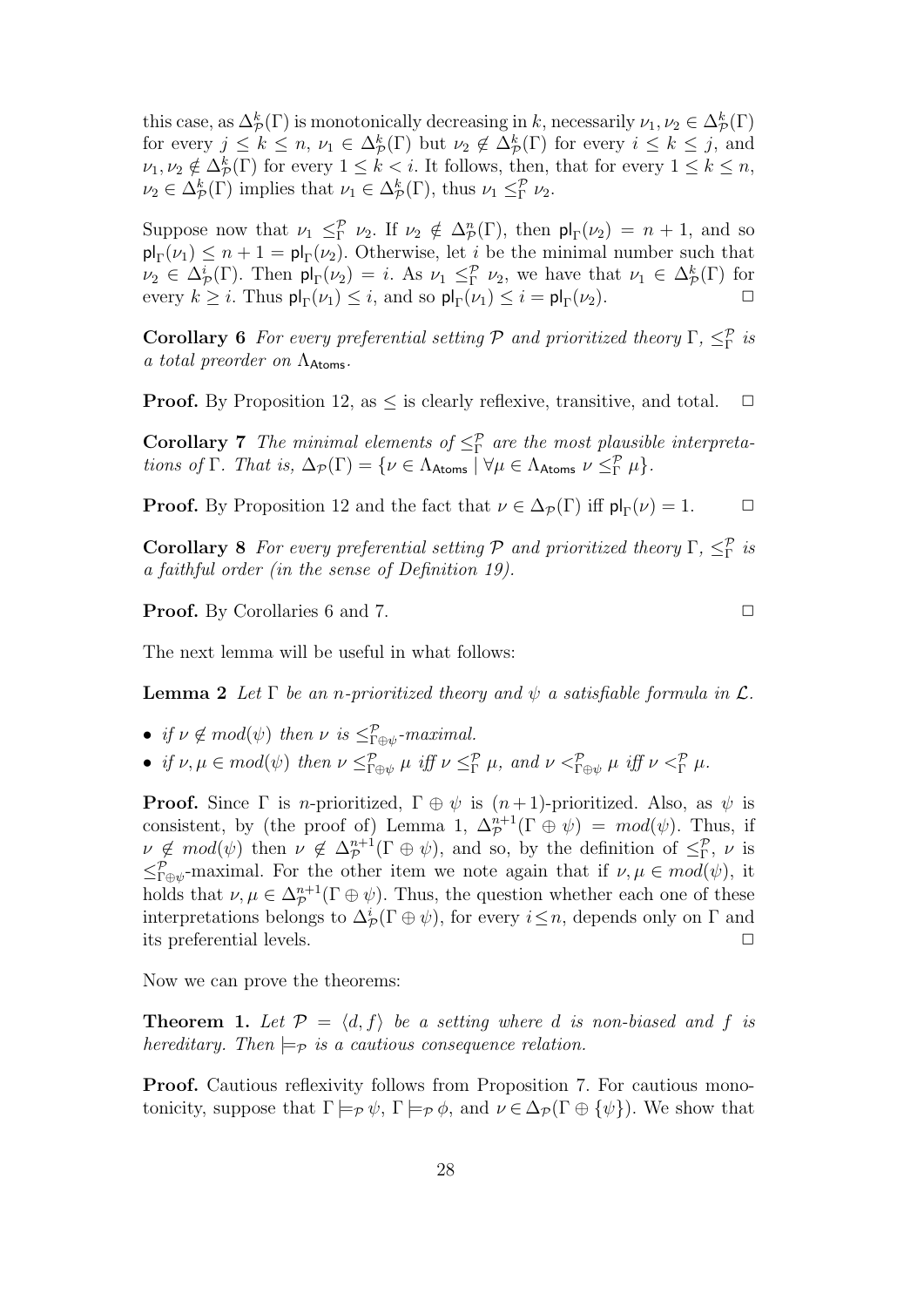this case, as $\Delta^k_{\mathcal{P}}(\Gamma)$ is monotonically decreasing in $k$, necessarily $\nu_1, \nu_2 \in \Delta^k_{\mathcal{P}}(\Gamma)$ for every $j \leq k \leq n$, $\nu_1 \in \Delta^k_{\mathcal{P}}(\Gamma)$ but $\nu_2 \notin \Delta^k_{\mathcal{P}}(\Gamma)$ for every $i \leq k \leq j$, and $\nu_1, \nu_2 \notin \Delta^k_{\mathcal{P}}(\Gamma)$ for every $1 \leq k < i$. It follows, then, that for every $1 \leq k \leq n$, $\nu_2 \in \Delta^k_{\mathcal{P}}(\Gamma)$ implies that $\nu_1 \in \Delta^k_{\mathcal{P}}(\Gamma)$, thus $\nu_1 \leq^{\mathcal{P}}_{\Gamma} \nu_2$.

Suppose now that $\nu_1 \leq^{\mathcal{P}}_{\Gamma} \nu_2$. If $\nu_2 \notin \Delta^n_{\mathcal{P}}(\Gamma)$, then $\mathsf{pl}_{\Gamma}(\nu_2) = n + 1$, and so $\mathsf{pl}_{\Gamma}(\nu_1) \leq n + 1 = \mathsf{pl}_{\Gamma}(\nu_2)$. Otherwise, let $i$ be the minimal number such that $\nu_2 \in \Delta^i_{\mathcal{P}}(\Gamma)$. Then $\mathsf{pl}_{\Gamma}(\nu_2) = i$. As $\nu_1 \leq^{\mathcal{P}}_{\Gamma} \nu_2$, we have that $\nu_1 \in \Delta^k_{\mathcal{P}}(\Gamma)$ for every $k \geq i$. Thus $\mathsf{pl}_{\Gamma}(\nu_1) \leq i$, and so $\mathsf{pl}_{\Gamma}(\nu_1) \leq i = \mathsf{pl}_{\Gamma}(\nu_2)$. $\square$

**Corollary 6** *For every preferential setting $\mathcal{P}$ and prioritized theory $\Gamma$, $\leq^{\mathcal{P}}_{\Gamma}$ is a total preorder on $\Lambda_{\mathsf{Atoms}}$.*

**Proof.** By Proposition 12, as $\leq$ is clearly reflexive, transitive, and total. $\square$

**Corollary 7** *The minimal elements of $\leq^{\mathcal{P}}_{\Gamma}$ are the most plausible interpretations of $\Gamma$. That is, $\Delta_{\mathcal{P}}(\Gamma) = \{\nu \in \Lambda_{\mathsf{Atoms}} \mid \forall \mu \in \Lambda_{\mathsf{Atoms}}\ \nu \leq^{\mathcal{P}}_{\Gamma} \mu\}$.*

**Proof.** By Proposition 12 and the fact that $\nu \in \Delta_{\mathcal{P}}(\Gamma)$ iff $\mathsf{pl}_{\Gamma}(\nu) = 1$. $\square$

**Corollary 8** *For every preferential setting $\mathcal{P}$ and prioritized theory $\Gamma$, $\leq^{\mathcal{P}}_{\Gamma}$ is a faithful order (in the sense of Definition 19).*

**Proof.** By Corollaries 6 and 7. $\square$

The next lemma will be useful in what follows:

**Lemma 2** *Let $\Gamma$ be an $n$-prioritized theory and $\psi$ a satisfiable formula in $\mathcal{L}$.*

- *if $\nu \notin mod(\psi)$ then $\nu$ is $\leq^{\mathcal{P}}_{\Gamma \oplus \psi}$-maximal.*
- *if $\nu, \mu \in mod(\psi)$ then $\nu \leq^{\mathcal{P}}_{\Gamma \oplus \psi} \mu$ iff $\nu \leq^{\mathcal{P}}_{\Gamma} \mu$, and $\nu <^{\mathcal{P}}_{\Gamma \oplus \psi} \mu$ iff $\nu <^{\mathcal{P}}_{\Gamma} \mu$.*

**Proof.** Since $\Gamma$ is $n$-prioritized, $\Gamma \oplus \psi$ is $(n+1)$-prioritized. Also, as $\psi$ is consistent, by (the proof of) Lemma 1, $\Delta^{n+1}_{\mathcal{P}}(\Gamma \oplus \psi) = mod(\psi)$. Thus, if $\nu \notin mod(\psi)$ then $\nu \notin \Delta^{n+1}_{\mathcal{P}}(\Gamma \oplus \psi)$, and so, by the definition of $\leq^{\mathcal{P}}_{\Gamma}$, $\nu$ is $\leq^{\mathcal{P}}_{\Gamma \oplus \psi}$-maximal. For the other item we note again that if $\nu, \mu \in mod(\psi)$, it holds that $\nu, \mu \in \Delta^{n+1}_{\mathcal{P}}(\Gamma \oplus \psi)$. Thus, the question whether each one of these interpretations belongs to $\Delta^i_{\mathcal{P}}(\Gamma \oplus \psi)$, for every $i \leq n$, depends only on $\Gamma$ and its preferential levels. $\square$

Now we can prove the theorems:

**Theorem 1.** *Let $\mathcal{P} = \langle d, f \rangle$ be a setting where $d$ is non-biased and $f$ is hereditary. Then $\models_{\mathcal{P}}$ is a cautious consequence relation.*

**Proof.** Cautious reflexivity follows from Proposition 7. For cautious monotonicity, suppose that $\Gamma \models_{\mathcal{P}} \psi$, $\Gamma \models_{\mathcal{P}} \phi$, and $\nu \in \Delta_{\mathcal{P}}(\Gamma \oplus \{\psi\})$. We show that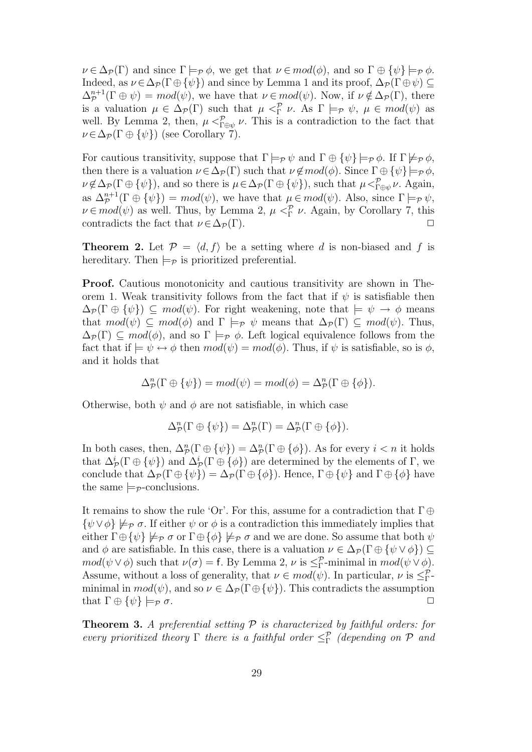$\nu \in \Delta_{\mathcal{P}}(\Gamma)$ and since $\Gamma \models_{\mathcal{P}} \phi$, we get that $\nu \in mod(\phi)$, and so $\Gamma \oplus \{\psi\} \models_{\mathcal{P}} \phi$. Indeed, as $\nu \in \Delta_{\mathcal{P}}(\Gamma \oplus \{\psi\})$ and since by Lemma 1 and its proof, $\Delta_{\mathcal{P}}(\Gamma \oplus \psi) \subseteq \Delta^{n+1}_{\mathcal{P}}(\Gamma \oplus \psi) = mod(\psi)$, we have that $\nu \in mod(\psi)$. Now, if $\nu \notin \Delta_{\mathcal{P}}(\Gamma)$, there is a valuation $\mu \in \Delta_{\mathcal{P}}(\Gamma)$ such that $\mu <^{\mathcal{P}}_{\Gamma} \nu$. As $\Gamma \models_{\mathcal{P}} \psi$, $\mu \in mod(\psi)$ as well. By Lemma 2, then, $\mu <^{\mathcal{P}}_{\Gamma \oplus \psi} \nu$. This is a contradiction to the fact that $\nu \in \Delta_{\mathcal{P}}(\Gamma \oplus \{\psi\})$ (see Corollary 7).

For cautious transitivity, suppose that $\Gamma \models_{\mathcal{P}} \psi$ and $\Gamma \oplus \{\psi\} \models_{\mathcal{P}} \phi$. If $\Gamma \not\models_{\mathcal{P}} \phi$, then there is a valuation $\nu \in \Delta_{\mathcal{P}}(\Gamma)$ such that $\nu \notin mod(\phi)$. Since $\Gamma \oplus \{\psi\} \models_{\mathcal{P}} \phi$, $\nu \notin \Delta_{\mathcal{P}}(\Gamma \oplus \{\psi\})$, and so there is $\mu \in \Delta_{\mathcal{P}}(\Gamma \oplus \{\psi\})$, such that $\mu <^{\mathcal{P}}_{\Gamma \oplus \psi} \nu$. Again, as $\Delta^{n+1}_{\mathcal{P}}(\Gamma \oplus \{\psi\}) = mod(\psi)$, we have that $\mu \in mod(\psi)$. Also, since $\Gamma \models_{\mathcal{P}} \psi$, $\nu \in mod(\psi)$ as well. Thus, by Lemma 2, $\mu <^{\mathcal{P}}_{\Gamma} \nu$. Again, by Corollary 7, this contradicts the fact that $\nu \in \Delta_{\mathcal{P}}(\Gamma)$. □

**Theorem 2.** Let $\mathcal{P} = \langle d, f \rangle$ be a setting where $d$ is non-biased and $f$ is hereditary. Then $\models_{\mathcal{P}}$ is prioritized preferential.

**Proof.** Cautious monotonicity and cautious transitivity are shown in Theorem 1. Weak transitivity follows from the fact that if $\psi$ is satisfiable then $\Delta_{\mathcal{P}}(\Gamma \oplus \{\psi\}) \subseteq mod(\psi)$. For right weakening, note that $\models \psi \to \phi$ means that $mod(\psi) \subseteq mod(\phi)$ and $\Gamma \models_{\mathcal{P}} \psi$ means that $\Delta_{\mathcal{P}}(\Gamma) \subseteq mod(\psi)$. Thus, $\Delta_{\mathcal{P}}(\Gamma) \subseteq mod(\phi)$, and so $\Gamma \models_{\mathcal{P}} \phi$. Left logical equivalence follows from the fact that if $\models \psi \leftrightarrow \phi$ then $mod(\psi) = mod(\phi)$. Thus, if $\psi$ is satisfiable, so is $\phi$, and it holds that

$$\Delta^n_{\mathcal{P}}(\Gamma \oplus \{\psi\}) = mod(\psi) = mod(\phi) = \Delta^n_{\mathcal{P}}(\Gamma \oplus \{\phi\}).$$

Otherwise, both $\psi$ and $\phi$ are not satisfiable, in which case

$$\Delta^n_{\mathcal{P}}(\Gamma \oplus \{\psi\}) = \Delta^n_{\mathcal{P}}(\Gamma) = \Delta^n_{\mathcal{P}}(\Gamma \oplus \{\phi\}).$$

In both cases, then, $\Delta^n_{\mathcal{P}}(\Gamma \oplus \{\psi\}) = \Delta^n_{\mathcal{P}}(\Gamma \oplus \{\phi\})$. As for every $i < n$ it holds that $\Delta^i_{\mathcal{P}}(\Gamma \oplus \{\psi\})$ and $\Delta^i_{\mathcal{P}}(\Gamma \oplus \{\phi\})$ are determined by the elements of $\Gamma$, we conclude that $\Delta_{\mathcal{P}}(\Gamma \oplus \{\psi\}) = \Delta_{\mathcal{P}}(\Gamma \oplus \{\phi\})$. Hence, $\Gamma \oplus \{\psi\}$ and $\Gamma \oplus \{\phi\}$ have the same $\models_{\mathcal{P}}$-conclusions.

It remains to show the rule 'Or'. For this, assume for a contradiction that $\Gamma \oplus \{\psi \vee \phi\} \not\models_{\mathcal{P}} \sigma$. If either $\psi$ or $\phi$ is a contradiction this immediately implies that either $\Gamma \oplus \{\psi\} \not\models_{\mathcal{P}} \sigma$ or $\Gamma \oplus \{\phi\} \not\models_{\mathcal{P}} \sigma$ and we are done. So assume that both $\psi$ and $\phi$ are satisfiable. In this case, there is a valuation $\nu \in \Delta_{\mathcal{P}}(\Gamma \oplus \{\psi \vee \phi\}) \subseteq mod(\psi \vee \phi)$ such that $\nu(\sigma) = \mathsf{f}$. By Lemma 2, $\nu$ is $\leq^{\mathcal{P}}_{\Gamma}$-minimal in $mod(\psi \vee \phi)$. Assume, without a loss of generality, that $\nu \in mod(\psi)$. In particular, $\nu$ is $\leq^{\mathcal{P}}_{\Gamma}$-minimal in $mod(\psi)$, and so $\nu \in \Delta_{\mathcal{P}}(\Gamma \oplus \{\psi\})$. This contradicts the assumption that $\Gamma \oplus \{\psi\} \models_{\mathcal{P}} \sigma$. □

**Theorem 3.** *A preferential setting $\mathcal{P}$ is characterized by faithful orders: for every prioritized theory $\Gamma$ there is a faithful order $\leq^{\mathcal{P}}_{\Gamma}$ (depending on $\mathcal{P}$ and*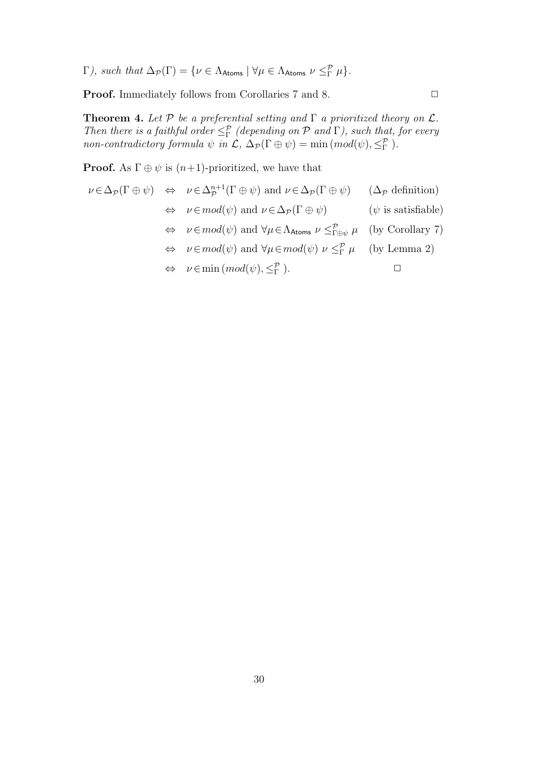$\Gamma$), such that $\Delta_{\mathcal{P}}(\Gamma) = \{\nu \in \Lambda_{\mathsf{Atoms}} \mid \forall \mu \in \Lambda_{\mathsf{Atoms}}\ \nu \leq_{\Gamma}^{\mathcal{P}} \mu\}$.*

**Proof.** Immediately follows from Corollaries 7 and 8. $\square$

**Theorem 4.** *Let $\mathcal{P}$ be a preferential setting and $\Gamma$ a prioritized theory on $\mathcal{L}$. Then there is a faithful order $\leq_{\Gamma}^{\mathcal{P}}$ (depending on $\mathcal{P}$ and $\Gamma$), such that, for every non-contradictory formula $\psi$ in $\mathcal{L}$, $\Delta_{\mathcal{P}}(\Gamma \oplus \psi) = \min\left(mod(\psi), \leq_{\Gamma}^{\mathcal{P}}\right)$.*

**Proof.** As $\Gamma \oplus \psi$ is $(n+1)$-prioritized, we have that

$$
\begin{aligned}
\nu \in \Delta_{\mathcal{P}}(\Gamma \oplus \psi) \quad &\Leftrightarrow \quad \nu \in \Delta_{\mathcal{P}}^{n+1}(\Gamma \oplus \psi) \text{ and } \nu \in \Delta_{\mathcal{P}}(\Gamma \oplus \psi) && (\Delta_{\mathcal{P}} \text{ definition}) \\
&\Leftrightarrow \quad \nu \in mod(\psi) \text{ and } \nu \in \Delta_{\mathcal{P}}(\Gamma \oplus \psi) && (\psi \text{ is satisfiable}) \\
&\Leftrightarrow \quad \nu \in mod(\psi) \text{ and } \forall \mu \in \Lambda_{\mathsf{Atoms}}\ \nu \leq_{\Gamma \oplus \psi}^{\mathcal{P}} \mu && (\text{by Corollary 7}) \\
&\Leftrightarrow \quad \nu \in mod(\psi) \text{ and } \forall \mu \in mod(\psi)\ \nu \leq_{\Gamma}^{\mathcal{P}} \mu && (\text{by Lemma 2}) \\
&\Leftrightarrow \quad \nu \in \min\left(mod(\psi), \leq_{\Gamma}^{\mathcal{P}}\right). && \square
\end{aligned}
$$